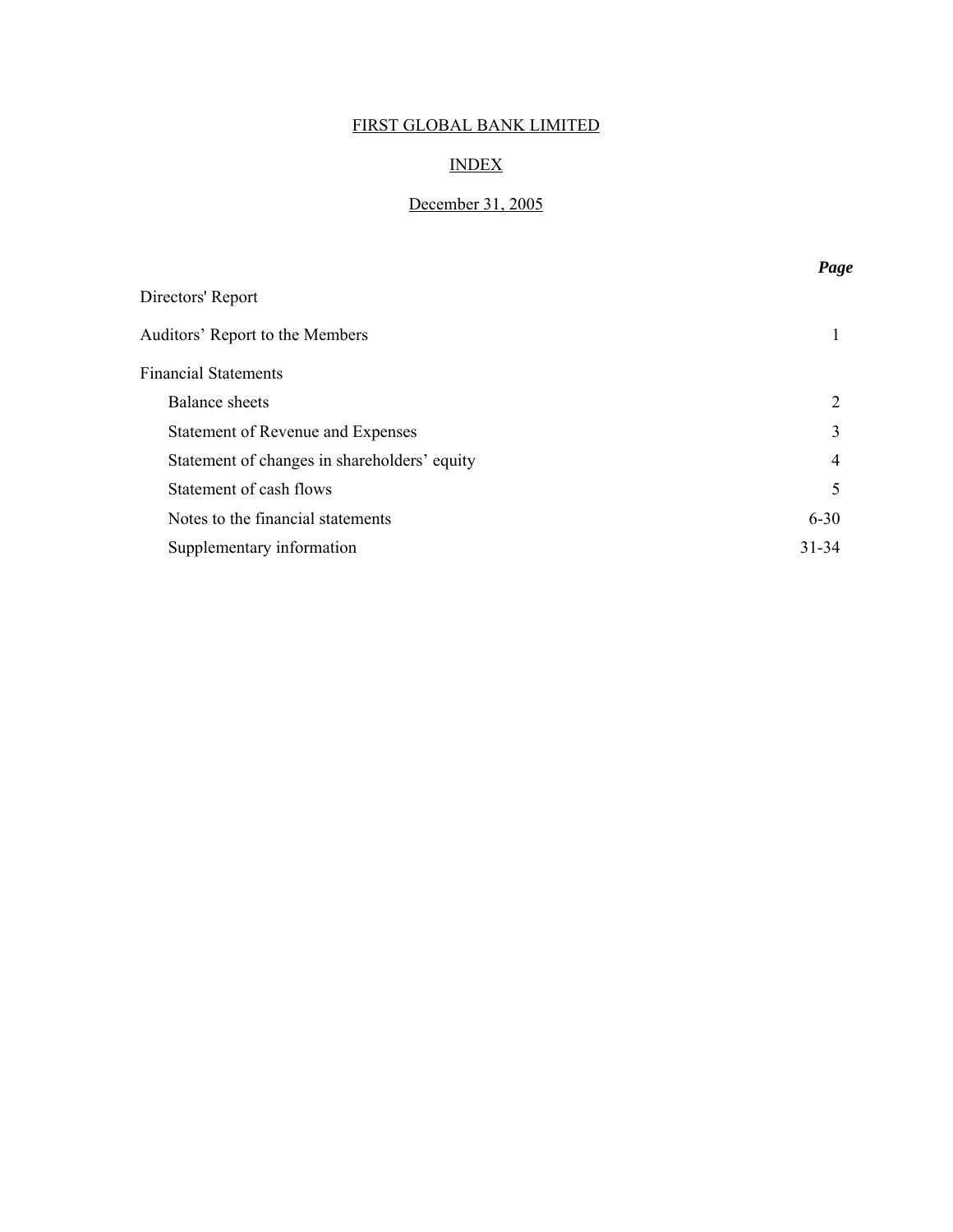# FIRST GLOBAL BANK LIMITED

## INDEX

## December 31, 2005

| | *Page* |
|---|---|
| Directors' Report | |
| Auditors' Report to the Members | 1 |
| Financial Statements | |
| Balance sheets | 2 |
| Statement of Revenue and Expenses | 3 |
| Statement of changes in shareholders' equity | 4 |
| Statement of cash flows | 5 |
| Notes to the financial statements | 6-30 |
| Supplementary information | 31-34 |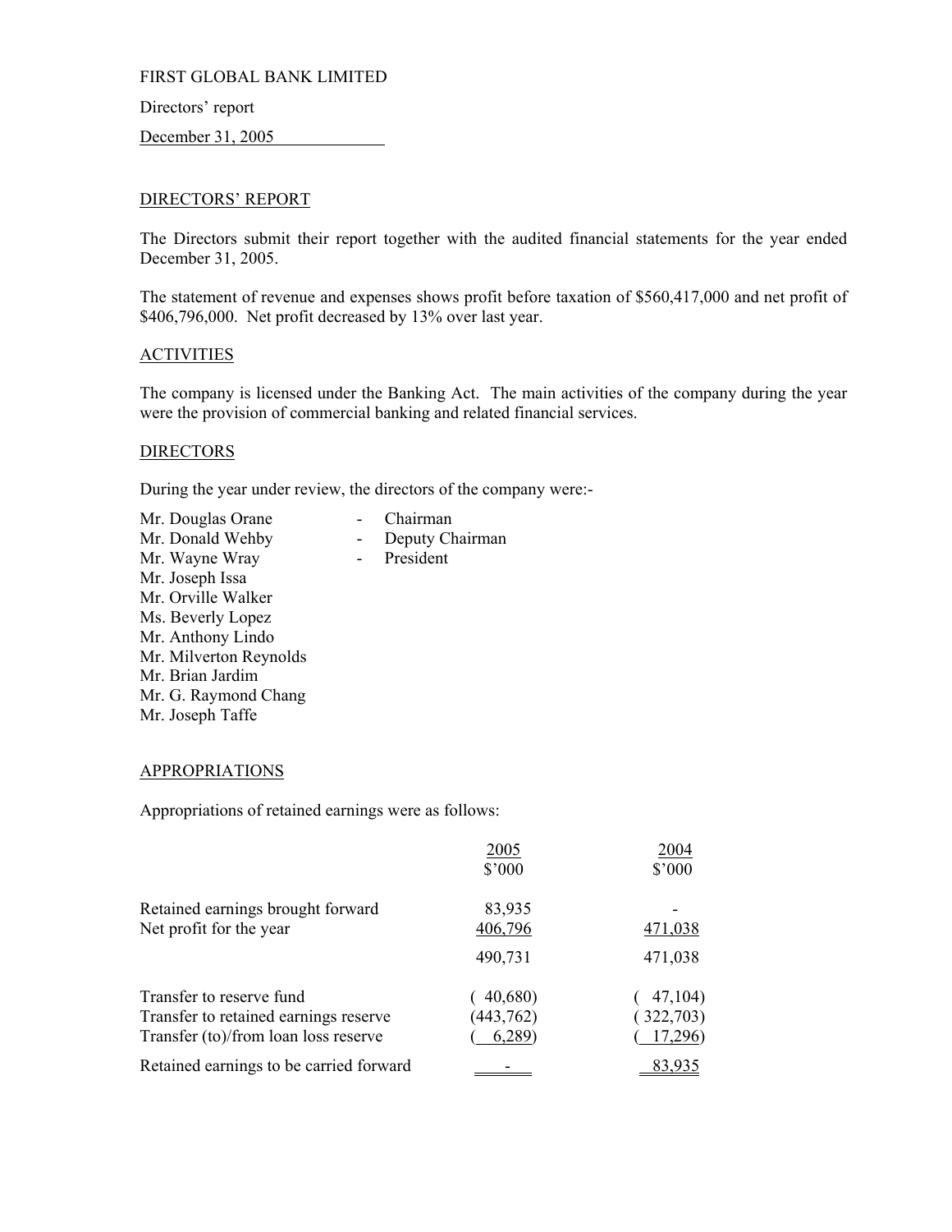FIRST GLOBAL BANK LIMITED

Directors' report

December 31, 2005

## DIRECTORS' REPORT

The Directors submit their report together with the audited financial statements for the year ended December 31, 2005.

The statement of revenue and expenses shows profit before taxation of $560,417,000 and net profit of $406,796,000. Net profit decreased by 13% over last year.

### ACTIVITIES

The company is licensed under the Banking Act. The main activities of the company during the year were the provision of commercial banking and related financial services.

### DIRECTORS

During the year under review, the directors of the company were:-

Mr. Douglas Orane - Chairman
Mr. Donald Wehby - Deputy Chairman
Mr. Wayne Wray - President
Mr. Joseph Issa
Mr. Orville Walker
Ms. Beverly Lopez
Mr. Anthony Lindo
Mr. Milverton Reynolds
Mr. Brian Jardim
Mr. G. Raymond Chang
Mr. Joseph Taffe

### APPROPRIATIONS

Appropriations of retained earnings were as follows:

| | 2005<br>$'000 | 2004<br>$'000 |
|---|---|---|
| Retained earnings brought forward | 83,935 | - |
| Net profit for the year | 406,796 | 471,038 |
| | 490,731 | 471,038 |
| Transfer to reserve fund | ( 40,680) | ( 47,104) |
| Transfer to retained earnings reserve | (443,762) | ( 322,703) |
| Transfer (to)/from loan loss reserve | ( 6,289) | ( 17,296) |
| Retained earnings to be carried forward | - | 83,935 |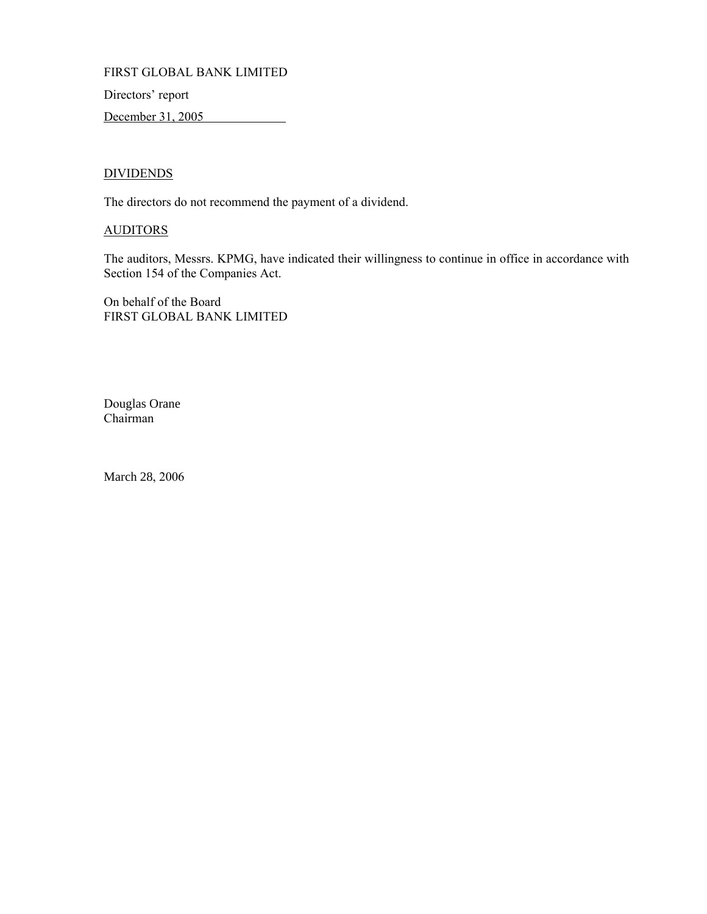FIRST GLOBAL BANK LIMITED

Directors' report

December 31, 2005

## DIVIDENDS

The directors do not recommend the payment of a dividend.

## AUDITORS

The auditors, Messrs. KPMG, have indicated their willingness to continue in office in accordance with Section 154 of the Companies Act.

On behalf of the Board
FIRST GLOBAL BANK LIMITED

Douglas Orane
Chairman

March 28, 2006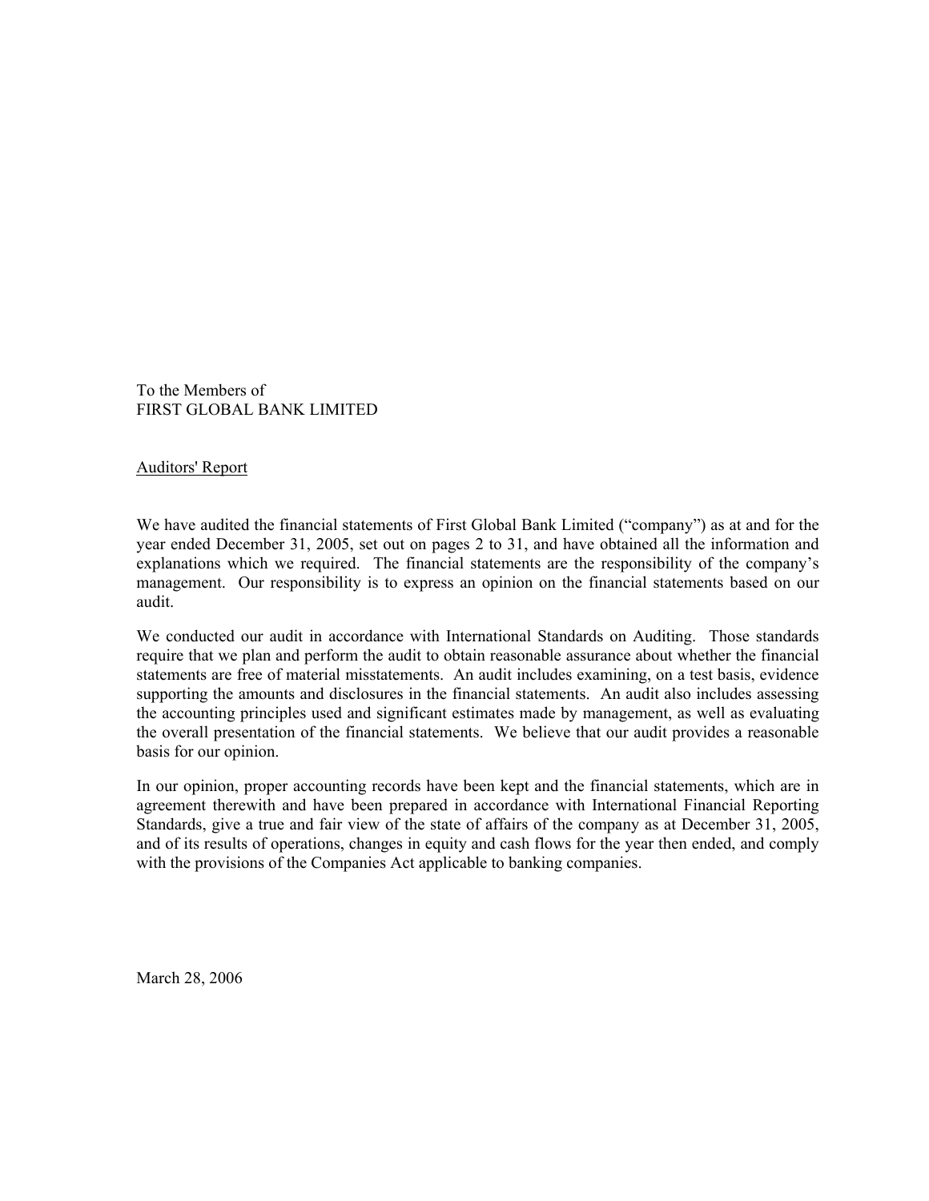To the Members of
FIRST GLOBAL BANK LIMITED

Auditors' Report

We have audited the financial statements of First Global Bank Limited ("company") as at and for the year ended December 31, 2005, set out on pages 2 to 31, and have obtained all the information and explanations which we required. The financial statements are the responsibility of the company's management. Our responsibility is to express an opinion on the financial statements based on our audit.

We conducted our audit in accordance with International Standards on Auditing. Those standards require that we plan and perform the audit to obtain reasonable assurance about whether the financial statements are free of material misstatements. An audit includes examining, on a test basis, evidence supporting the amounts and disclosures in the financial statements. An audit also includes assessing the accounting principles used and significant estimates made by management, as well as evaluating the overall presentation of the financial statements. We believe that our audit provides a reasonable basis for our opinion.

In our opinion, proper accounting records have been kept and the financial statements, which are in agreement therewith and have been prepared in accordance with International Financial Reporting Standards, give a true and fair view of the state of affairs of the company as at December 31, 2005, and of its results of operations, changes in equity and cash flows for the year then ended, and comply with the provisions of the Companies Act applicable to banking companies.

March 28, 2006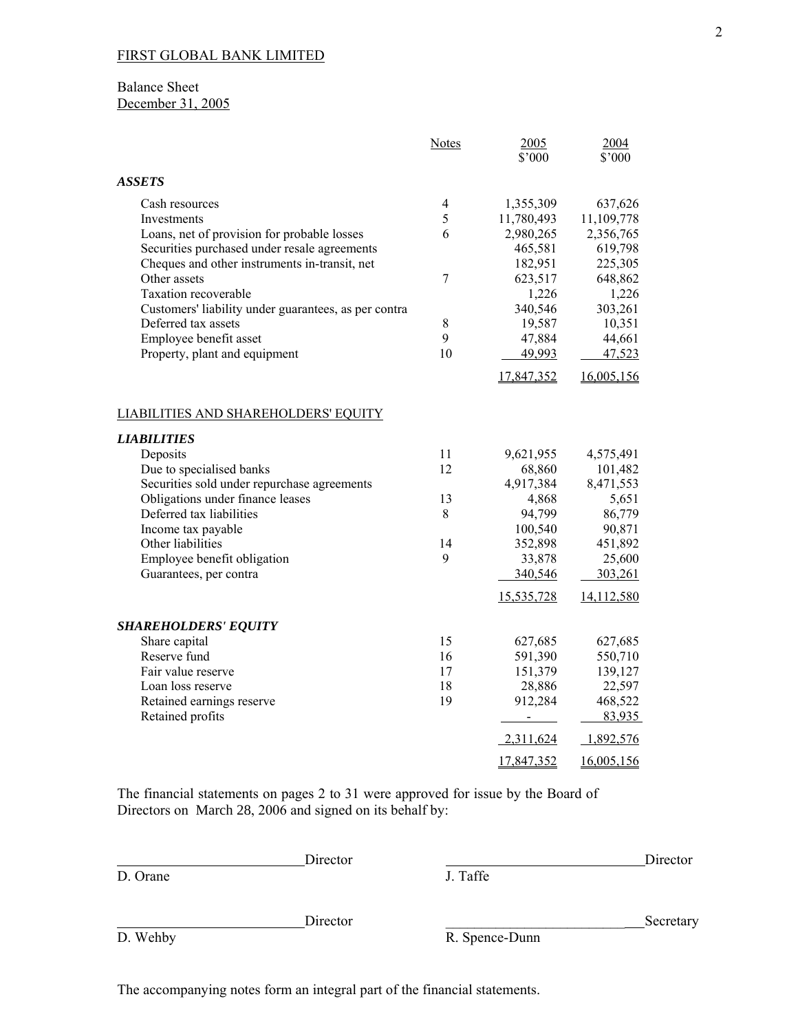FIRST GLOBAL BANK LIMITED

Balance Sheet
December 31, 2005

| | Notes | 2005 $'000 | 2004 $'000 |
|---|---|---|---|
| ***ASSETS*** | | | |
| Cash resources | 4 | 1,355,309 | 637,626 |
| Investments | 5 | 11,780,493 | 11,109,778 |
| Loans, net of provision for probable losses | 6 | 2,980,265 | 2,356,765 |
| Securities purchased under resale agreements | | 465,581 | 619,798 |
| Cheques and other instruments in-transit, net | | 182,951 | 225,305 |
| Other assets | 7 | 623,517 | 648,862 |
| Taxation recoverable | | 1,226 | 1,226 |
| Customers' liability under guarantees, as per contra | | 340,546 | 303,261 |
| Deferred tax assets | 8 | 19,587 | 10,351 |
| Employee benefit asset | 9 | 47,884 | 44,661 |
| Property, plant and equipment | 10 | 49,993 | 47,523 |
| | | 17,847,352 | 16,005,156 |
| LIABILITIES AND SHAREHOLDERS' EQUITY | | | |
| ***LIABILITIES*** | | | |
| Deposits | 11 | 9,621,955 | 4,575,491 |
| Due to specialised banks | 12 | 68,860 | 101,482 |
| Securities sold under repurchase agreements | | 4,917,384 | 8,471,553 |
| Obligations under finance leases | 13 | 4,868 | 5,651 |
| Deferred tax liabilities | 8 | 94,799 | 86,779 |
| Income tax payable | | 100,540 | 90,871 |
| Other liabilities | 14 | 352,898 | 451,892 |
| Employee benefit obligation | 9 | 33,878 | 25,600 |
| Guarantees, per contra | | 340,546 | 303,261 |
| | | 15,535,728 | 14,112,580 |
| ***SHAREHOLDERS' EQUITY*** | | | |
| Share capital | 15 | 627,685 | 627,685 |
| Reserve fund | 16 | 591,390 | 550,710 |
| Fair value reserve | 17 | 151,379 | 139,127 |
| Loan loss reserve | 18 | 28,886 | 22,597 |
| Retained earnings reserve | 19 | 912,284 | 468,522 |
| Retained profits | | - | 83,935 |
| | | 2,311,624 | 1,892,576 |
| | | 17,847,352 | 16,005,156 |

The financial statements on pages 2 to 31 were approved for issue by the Board of Directors on March 28, 2006 and signed on its behalf by:

| | |
|---|---|
| ____________________ Director | ____________________ Director |
| D. Orane | J. Taffe |
| ____________________ Director | ____________________ Secretary |
| D. Wehby | R. Spence-Dunn |

The accompanying notes form an integral part of the financial statements.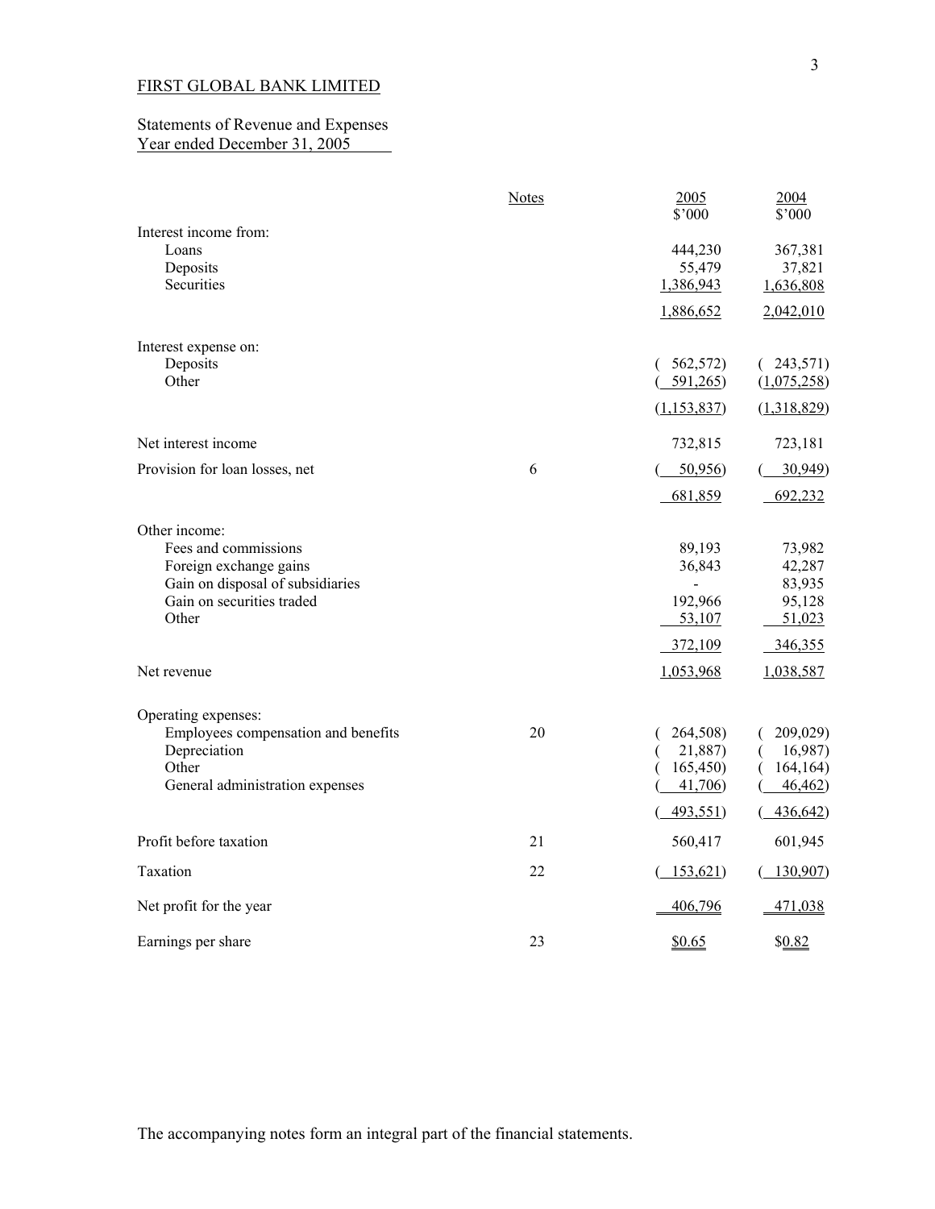FIRST GLOBAL BANK LIMITED

Statements of Revenue and Expenses
Year ended December 31, 2005

| | Notes | 2005 $'000 | 2004 $'000 |
|---|---|---|---|
| Interest income from: | | | |
| Loans | | 444,230 | 367,381 |
| Deposits | | 55,479 | 37,821 |
| Securities | | 1,386,943 | 1,636,808 |
| | | 1,886,652 | 2,042,010 |
| Interest expense on: | | | |
| Deposits | | ( 562,572) | ( 243,571) |
| Other | | ( 591,265) | (1,075,258) |
| | | (1,153,837) | (1,318,829) |
| Net interest income | | 732,815 | 723,181 |
| Provision for loan losses, net | 6 | ( 50,956) | ( 30,949) |
| | | 681,859 | 692,232 |
| Other income: | | | |
| Fees and commissions | | 89,193 | 73,982 |
| Foreign exchange gains | | 36,843 | 42,287 |
| Gain on disposal of subsidiaries | | - | 83,935 |
| Gain on securities traded | | 192,966 | 95,128 |
| Other | | 53,107 | 51,023 |
| | | 372,109 | 346,355 |
| Net revenue | | 1,053,968 | 1,038,587 |
| Operating expenses: | | | |
| Employees compensation and benefits | 20 | ( 264,508) | ( 209,029) |
| Depreciation | | ( 21,887) | ( 16,987) |
| Other | | ( 165,450) | ( 164,164) |
| General administration expenses | | ( 41,706) | ( 46,462) |
| | | ( 493,551) | ( 436,642) |
| Profit before taxation | 21 | 560,417 | 601,945 |
| Taxation | 22 | ( 153,621) | ( 130,907) |
| Net profit for the year | | 406,796 | 471,038 |
| Earnings per share | 23 | $0.65 | $0.82 |

The accompanying notes form an integral part of the financial statements.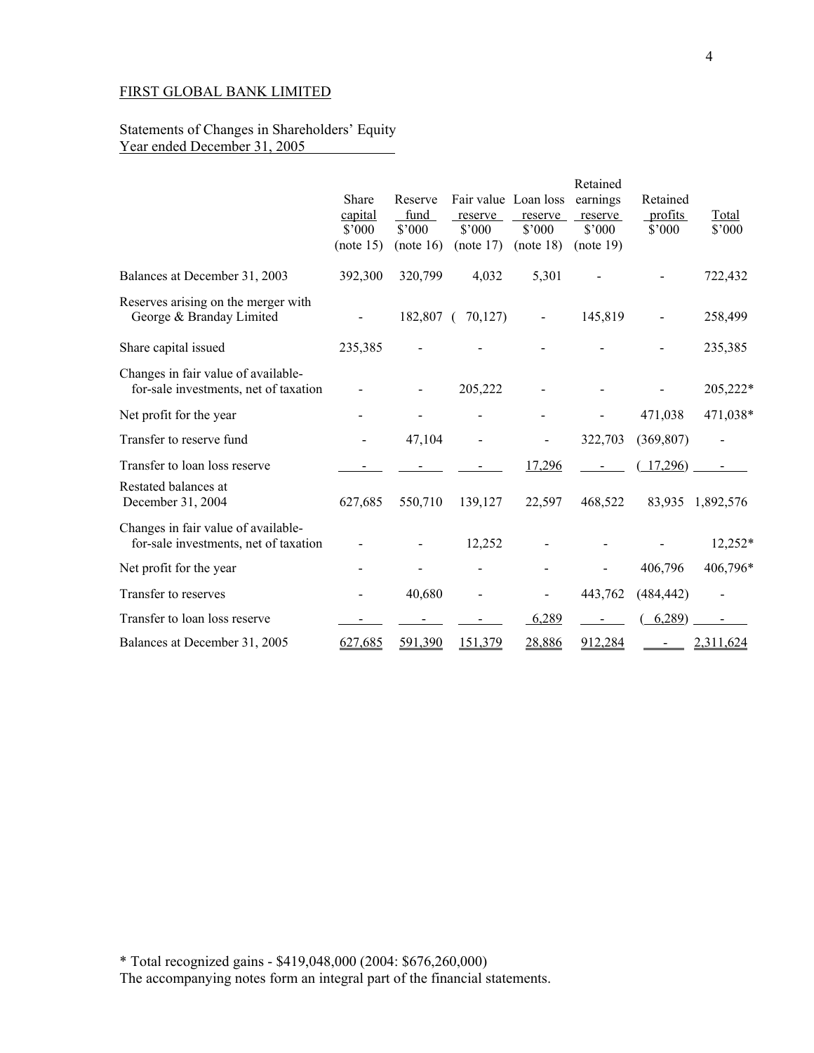FIRST GLOBAL BANK LIMITED

Statements of Changes in Shareholders' Equity
Year ended December 31, 2005

| | Share capital $'000 (note 15) | Reserve fund $'000 (note 16) | Fair value reserve $'000 (note 17) | Loan loss reserve $'000 (note 18) | Retained earnings reserve $'000 (note 19) | Retained profits $'000 | Total $'000 |
|---|---|---|---|---|---|---|---|
| Balances at December 31, 2003 | 392,300 | 320,799 | 4,032 | 5,301 | - | - | 722,432 |
| Reserves arising on the merger with George & Branday Limited | - | 182,807 | ( 70,127) | - | 145,819 | - | 258,499 |
| Share capital issued | 235,385 | - | - | - | - | - | 235,385 |
| Changes in fair value of available-for-sale investments, net of taxation | - | - | 205,222 | - | - | - | 205,222* |
| Net profit for the year | - | - | - | - | - | 471,038 | 471,038* |
| Transfer to reserve fund | - | 47,104 | - | - | 322,703 | (369,807) | - |
| Transfer to loan loss reserve | - | - | - | 17,296 | - | ( 17,296) | - |
| Restated balances at December 31, 2004 | 627,685 | 550,710 | 139,127 | 22,597 | 468,522 | 83,935 | 1,892,576 |
| Changes in fair value of available-for-sale investments, net of taxation | - | - | 12,252 | - | - | - | 12,252* |
| Net profit for the year | - | - | - | - | - | 406,796 | 406,796* |
| Transfer to reserves | - | 40,680 | - | - | 443,762 | (484,442) | - |
| Transfer to loan loss reserve | - | - | - | 6,289 | - | ( 6,289) | - |
| Balances at December 31, 2005 | 627,685 | 591,390 | 151,379 | 28,886 | 912,284 | - | 2,311,624 |

* Total recognized gains - $419,048,000 (2004: $676,260,000)

The accompanying notes form an integral part of the financial statements.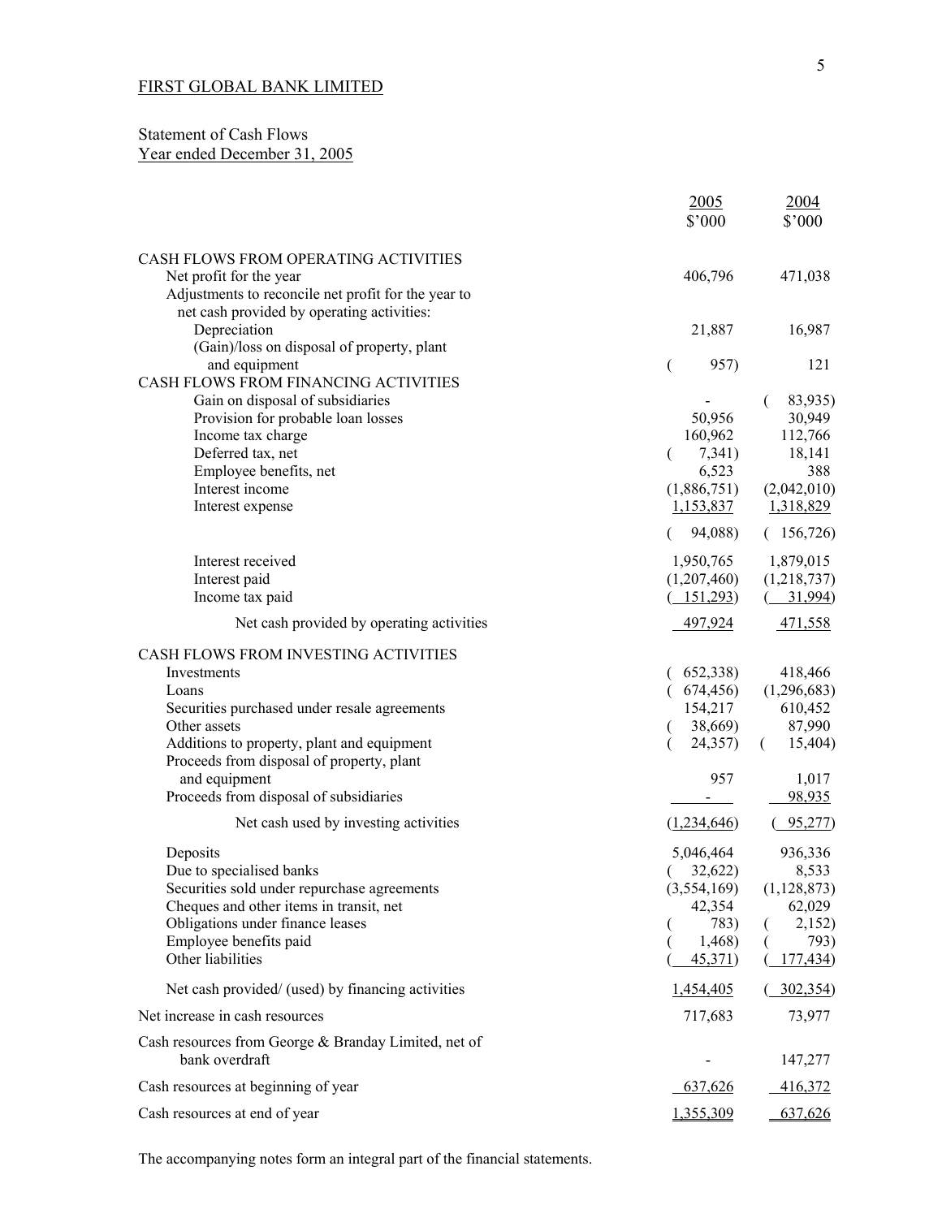FIRST GLOBAL BANK LIMITED

Statement of Cash Flows
Year ended December 31, 2005

| | 2005 $'000 | 2004 $'000 |
|---|---|---|
| CASH FLOWS FROM OPERATING ACTIVITIES | | |
| Net profit for the year | 406,796 | 471,038 |
| Adjustments to reconcile net profit for the year to net cash provided by operating activities: | | |
| Depreciation | 21,887 | 16,987 |
| (Gain)/loss on disposal of property, plant and equipment | ( 957) | 121 |
| CASH FLOWS FROM FINANCING ACTIVITIES | | |
| Gain on disposal of subsidiaries | - | ( 83,935) |
| Provision for probable loan losses | 50,956 | 30,949 |
| Income tax charge | 160,962 | 112,766 |
| Deferred tax, net | ( 7,341) | 18,141 |
| Employee benefits, net | 6,523 | 388 |
| Interest income | (1,886,751) | (2,042,010) |
| Interest expense | 1,153,837 | 1,318,829 |
| | ( 94,088) | ( 156,726) |
| Interest received | 1,950,765 | 1,879,015 |
| Interest paid | (1,207,460) | (1,218,737) |
| Income tax paid | ( 151,293) | ( 31,994) |
| Net cash provided by operating activities | 497,924 | 471,558 |
| CASH FLOWS FROM INVESTING ACTIVITIES | | |
| Investments | ( 652,338) | 418,466 |
| Loans | ( 674,456) | (1,296,683) |
| Securities purchased under resale agreements | 154,217 | 610,452 |
| Other assets | ( 38,669) | 87,990 |
| Additions to property, plant and equipment | ( 24,357) | ( 15,404) |
| Proceeds from disposal of property, plant and equipment | 957 | 1,017 |
| Proceeds from disposal of subsidiaries | - | 98,935 |
| Net cash used by investing activities | (1,234,646) | ( 95,277) |
| Deposits | 5,046,464 | 936,336 |
| Due to specialised banks | ( 32,622) | 8,533 |
| Securities sold under repurchase agreements | (3,554,169) | (1,128,873) |
| Cheques and other items in transit, net | 42,354 | 62,029 |
| Obligations under finance leases | ( 783) | ( 2,152) |
| Employee benefits paid | ( 1,468) | ( 793) |
| Other liabilities | ( 45,371) | ( 177,434) |
| Net cash provided/ (used) by financing activities | 1,454,405 | ( 302,354) |
| Net increase in cash resources | 717,683 | 73,977 |
| Cash resources from George & Branday Limited, net of bank overdraft | - | 147,277 |
| Cash resources at beginning of year | 637,626 | 416,372 |
| Cash resources at end of year | 1,355,309 | 637,626 |

The accompanying notes form an integral part of the financial statements.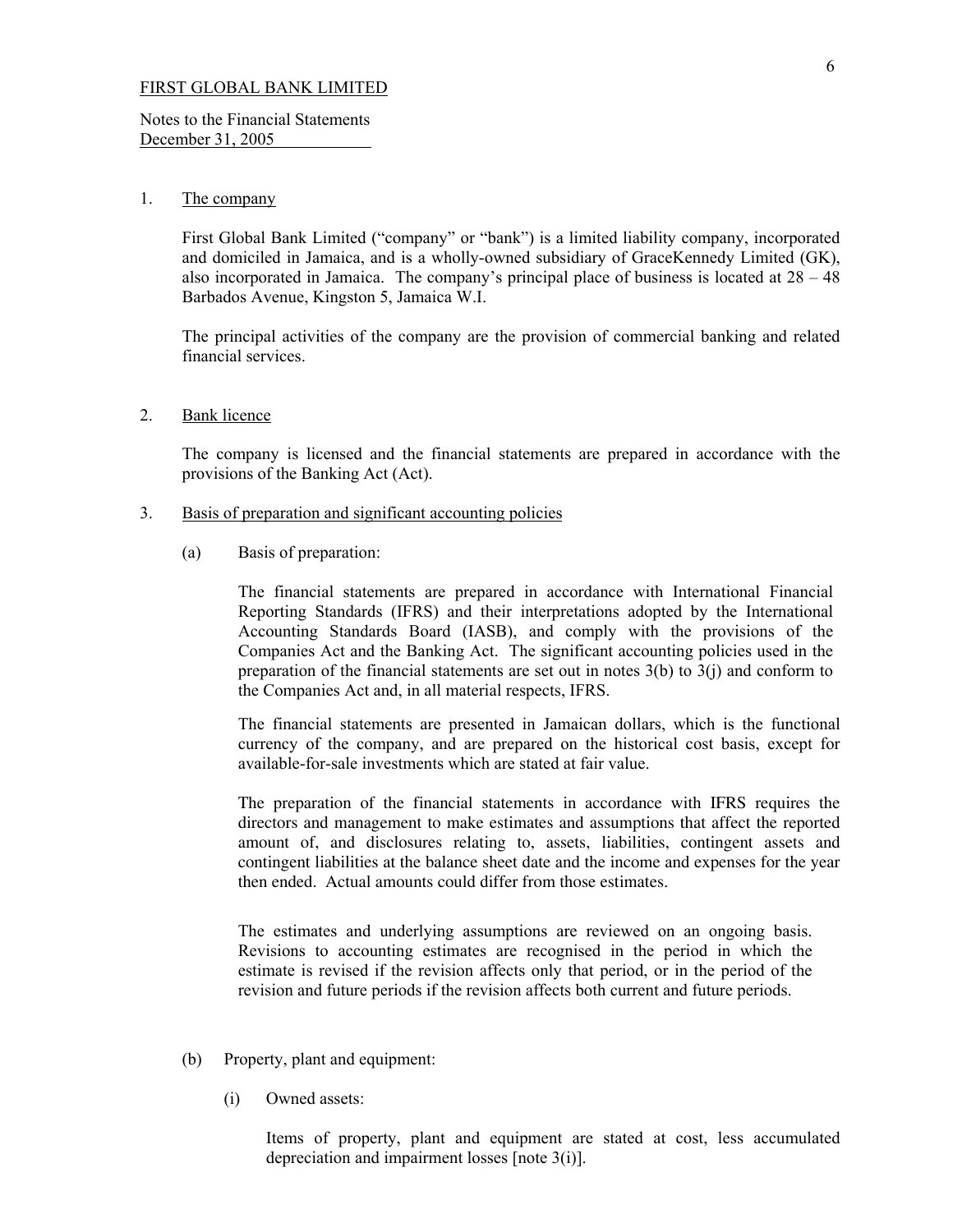FIRST GLOBAL BANK LIMITED

Notes to the Financial Statements
December 31, 2005

1. The company

   First Global Bank Limited ("company" or "bank") is a limited liability company, incorporated and domiciled in Jamaica, and is a wholly-owned subsidiary of GraceKennedy Limited (GK), also incorporated in Jamaica. The company's principal place of business is located at 28 – 48 Barbados Avenue, Kingston 5, Jamaica W.I.

   The principal activities of the company are the provision of commercial banking and related financial services.

2. Bank licence

   The company is licensed and the financial statements are prepared in accordance with the provisions of the Banking Act (Act).

3. Basis of preparation and significant accounting policies

   (a) Basis of preparation:

   The financial statements are prepared in accordance with International Financial Reporting Standards (IFRS) and their interpretations adopted by the International Accounting Standards Board (IASB), and comply with the provisions of the Companies Act and the Banking Act. The significant accounting policies used in the preparation of the financial statements are set out in notes 3(b) to 3(j) and conform to the Companies Act and, in all material respects, IFRS.

   The financial statements are presented in Jamaican dollars, which is the functional currency of the company, and are prepared on the historical cost basis, except for available-for-sale investments which are stated at fair value.

   The preparation of the financial statements in accordance with IFRS requires the directors and management to make estimates and assumptions that affect the reported amount of, and disclosures relating to, assets, liabilities, contingent assets and contingent liabilities at the balance sheet date and the income and expenses for the year then ended. Actual amounts could differ from those estimates.

   The estimates and underlying assumptions are reviewed on an ongoing basis. Revisions to accounting estimates are recognised in the period in which the estimate is revised if the revision affects only that period, or in the period of the revision and future periods if the revision affects both current and future periods.

   (b) Property, plant and equipment:

   (i) Owned assets:

   Items of property, plant and equipment are stated at cost, less accumulated depreciation and impairment losses [note 3(i)].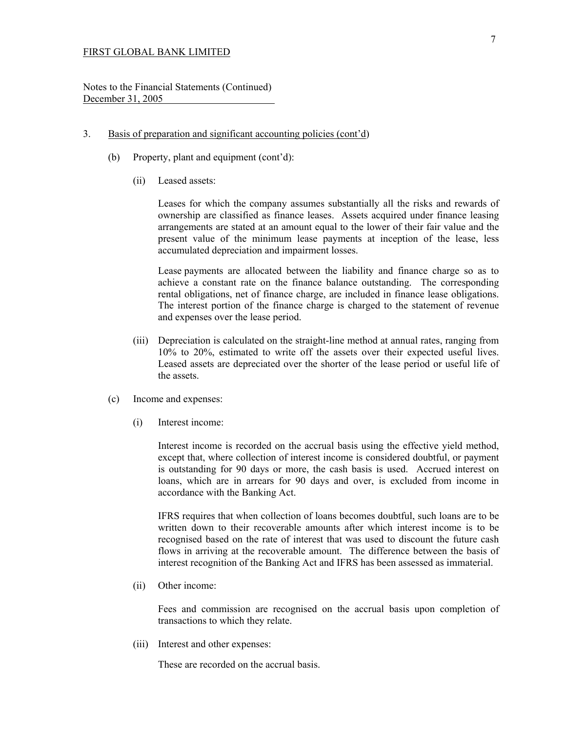FIRST GLOBAL BANK LIMITED

Notes to the Financial Statements (Continued)
December 31, 2005

3. Basis of preparation and significant accounting policies (cont'd)

(b) Property, plant and equipment (cont'd):

(ii) Leased assets:

Leases for which the company assumes substantially all the risks and rewards of ownership are classified as finance leases. Assets acquired under finance leasing arrangements are stated at an amount equal to the lower of their fair value and the present value of the minimum lease payments at inception of the lease, less accumulated depreciation and impairment losses.

Lease payments are allocated between the liability and finance charge so as to achieve a constant rate on the finance balance outstanding. The corresponding rental obligations, net of finance charge, are included in finance lease obligations. The interest portion of the finance charge is charged to the statement of revenue and expenses over the lease period.

(iii) Depreciation is calculated on the straight-line method at annual rates, ranging from 10% to 20%, estimated to write off the assets over their expected useful lives. Leased assets are depreciated over the shorter of the lease period or useful life of the assets.

(c) Income and expenses:

(i) Interest income:

Interest income is recorded on the accrual basis using the effective yield method, except that, where collection of interest income is considered doubtful, or payment is outstanding for 90 days or more, the cash basis is used. Accrued interest on loans, which are in arrears for 90 days and over, is excluded from income in accordance with the Banking Act.

IFRS requires that when collection of loans becomes doubtful, such loans are to be written down to their recoverable amounts after which interest income is to be recognised based on the rate of interest that was used to discount the future cash flows in arriving at the recoverable amount. The difference between the basis of interest recognition of the Banking Act and IFRS has been assessed as immaterial.

(ii) Other income:

Fees and commission are recognised on the accrual basis upon completion of transactions to which they relate.

(iii) Interest and other expenses:

These are recorded on the accrual basis.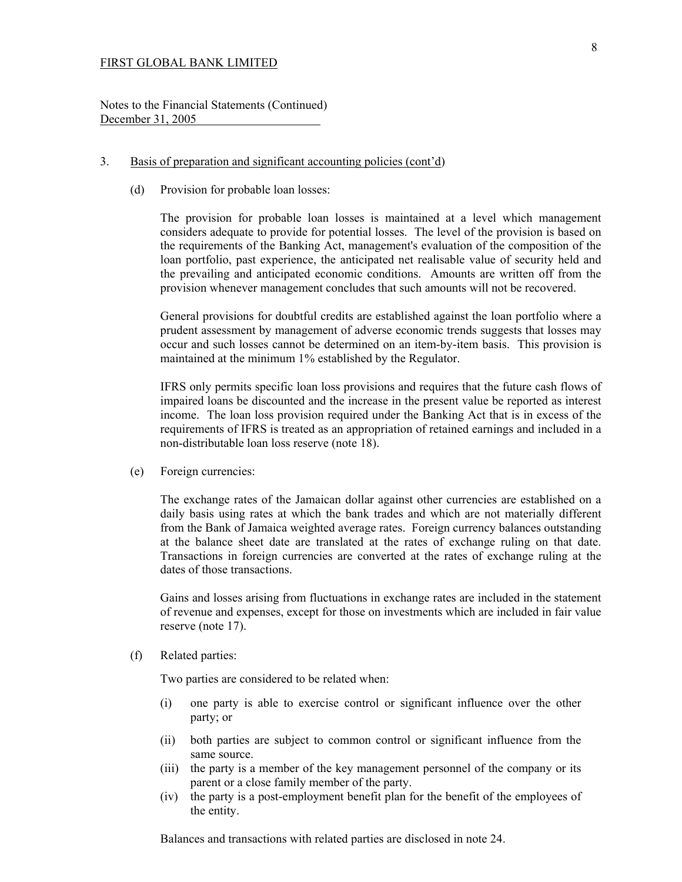FIRST GLOBAL BANK LIMITED

Notes to the Financial Statements (Continued)
December 31, 2005

3. Basis of preparation and significant accounting policies (cont'd)

(d) Provision for probable loan losses:

The provision for probable loan losses is maintained at a level which management considers adequate to provide for potential losses. The level of the provision is based on the requirements of the Banking Act, management's evaluation of the composition of the loan portfolio, past experience, the anticipated net realisable value of security held and the prevailing and anticipated economic conditions. Amounts are written off from the provision whenever management concludes that such amounts will not be recovered.

General provisions for doubtful credits are established against the loan portfolio where a prudent assessment by management of adverse economic trends suggests that losses may occur and such losses cannot be determined on an item-by-item basis. This provision is maintained at the minimum 1% established by the Regulator.

IFRS only permits specific loan loss provisions and requires that the future cash flows of impaired loans be discounted and the increase in the present value be reported as interest income. The loan loss provision required under the Banking Act that is in excess of the requirements of IFRS is treated as an appropriation of retained earnings and included in a non-distributable loan loss reserve (note 18).

(e) Foreign currencies:

The exchange rates of the Jamaican dollar against other currencies are established on a daily basis using rates at which the bank trades and which are not materially different from the Bank of Jamaica weighted average rates. Foreign currency balances outstanding at the balance sheet date are translated at the rates of exchange ruling on that date. Transactions in foreign currencies are converted at the rates of exchange ruling at the dates of those transactions.

Gains and losses arising from fluctuations in exchange rates are included in the statement of revenue and expenses, except for those on investments which are included in fair value reserve (note 17).

(f) Related parties:

Two parties are considered to be related when:

(i) one party is able to exercise control or significant influence over the other party; or

(ii) both parties are subject to common control or significant influence from the same source.

(iii) the party is a member of the key management personnel of the company or its parent or a close family member of the party.

(iv) the party is a post-employment benefit plan for the benefit of the employees of the entity.

Balances and transactions with related parties are disclosed in note 24.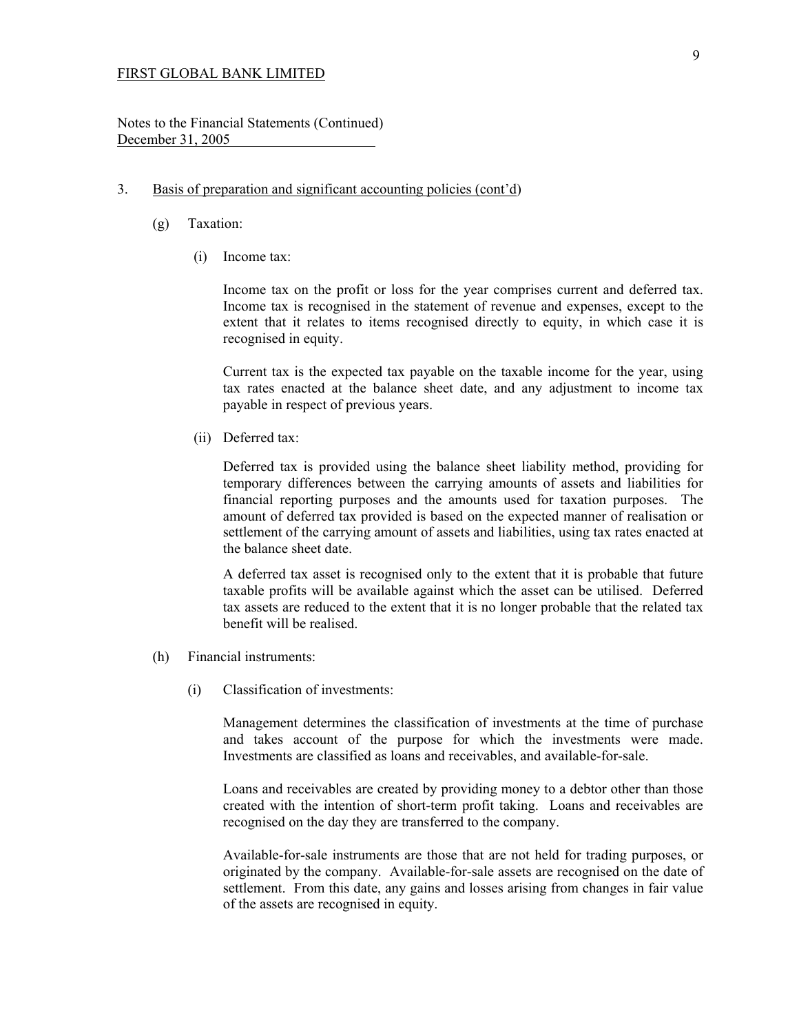FIRST GLOBAL BANK LIMITED

Notes to the Financial Statements (Continued)
December 31, 2005

3. Basis of preparation and significant accounting policies (cont'd)

(g) Taxation:

(i) Income tax:

Income tax on the profit or loss for the year comprises current and deferred tax. Income tax is recognised in the statement of revenue and expenses, except to the extent that it relates to items recognised directly to equity, in which case it is recognised in equity.

Current tax is the expected tax payable on the taxable income for the year, using tax rates enacted at the balance sheet date, and any adjustment to income tax payable in respect of previous years.

(ii) Deferred tax:

Deferred tax is provided using the balance sheet liability method, providing for temporary differences between the carrying amounts of assets and liabilities for financial reporting purposes and the amounts used for taxation purposes. The amount of deferred tax provided is based on the expected manner of realisation or settlement of the carrying amount of assets and liabilities, using tax rates enacted at the balance sheet date.

A deferred tax asset is recognised only to the extent that it is probable that future taxable profits will be available against which the asset can be utilised. Deferred tax assets are reduced to the extent that it is no longer probable that the related tax benefit will be realised.

(h) Financial instruments:

(i) Classification of investments:

Management determines the classification of investments at the time of purchase and takes account of the purpose for which the investments were made. Investments are classified as loans and receivables, and available-for-sale.

Loans and receivables are created by providing money to a debtor other than those created with the intention of short-term profit taking. Loans and receivables are recognised on the day they are transferred to the company.

Available-for-sale instruments are those that are not held for trading purposes, or originated by the company. Available-for-sale assets are recognised on the date of settlement. From this date, any gains and losses arising from changes in fair value of the assets are recognised in equity.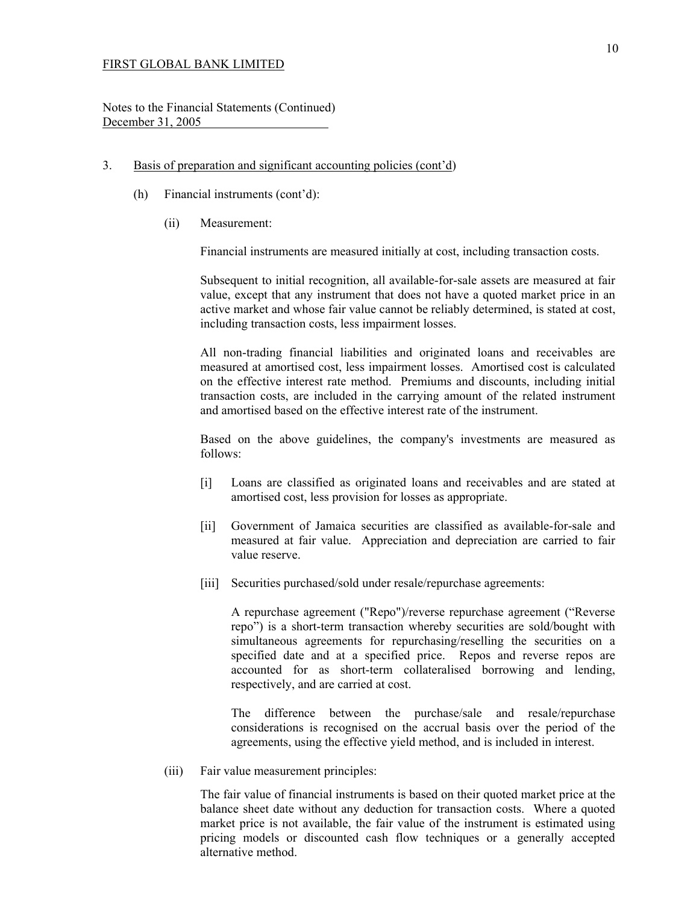3. Basis of preparation and significant accounting policies (cont'd)

(h) Financial instruments (cont'd):

(ii) Measurement:

Financial instruments are measured initially at cost, including transaction costs.

Subsequent to initial recognition, all available-for-sale assets are measured at fair value, except that any instrument that does not have a quoted market price in an active market and whose fair value cannot be reliably determined, is stated at cost, including transaction costs, less impairment losses.

All non-trading financial liabilities and originated loans and receivables are measured at amortised cost, less impairment losses. Amortised cost is calculated on the effective interest rate method. Premiums and discounts, including initial transaction costs, are included in the carrying amount of the related instrument and amortised based on the effective interest rate of the instrument.

Based on the above guidelines, the company's investments are measured as follows:

[i] Loans are classified as originated loans and receivables and are stated at amortised cost, less provision for losses as appropriate.

[ii] Government of Jamaica securities are classified as available-for-sale and measured at fair value. Appreciation and depreciation are carried to fair value reserve.

[iii] Securities purchased/sold under resale/repurchase agreements:

A repurchase agreement ("Repo")/reverse repurchase agreement ("Reverse repo") is a short-term transaction whereby securities are sold/bought with simultaneous agreements for repurchasing/reselling the securities on a specified date and at a specified price. Repos and reverse repos are accounted for as short-term collateralised borrowing and lending, respectively, and are carried at cost.

The difference between the purchase/sale and resale/repurchase considerations is recognised on the accrual basis over the period of the agreements, using the effective yield method, and is included in interest.

(iii) Fair value measurement principles:

The fair value of financial instruments is based on their quoted market price at the balance sheet date without any deduction for transaction costs. Where a quoted market price is not available, the fair value of the instrument is estimated using pricing models or discounted cash flow techniques or a generally accepted alternative method.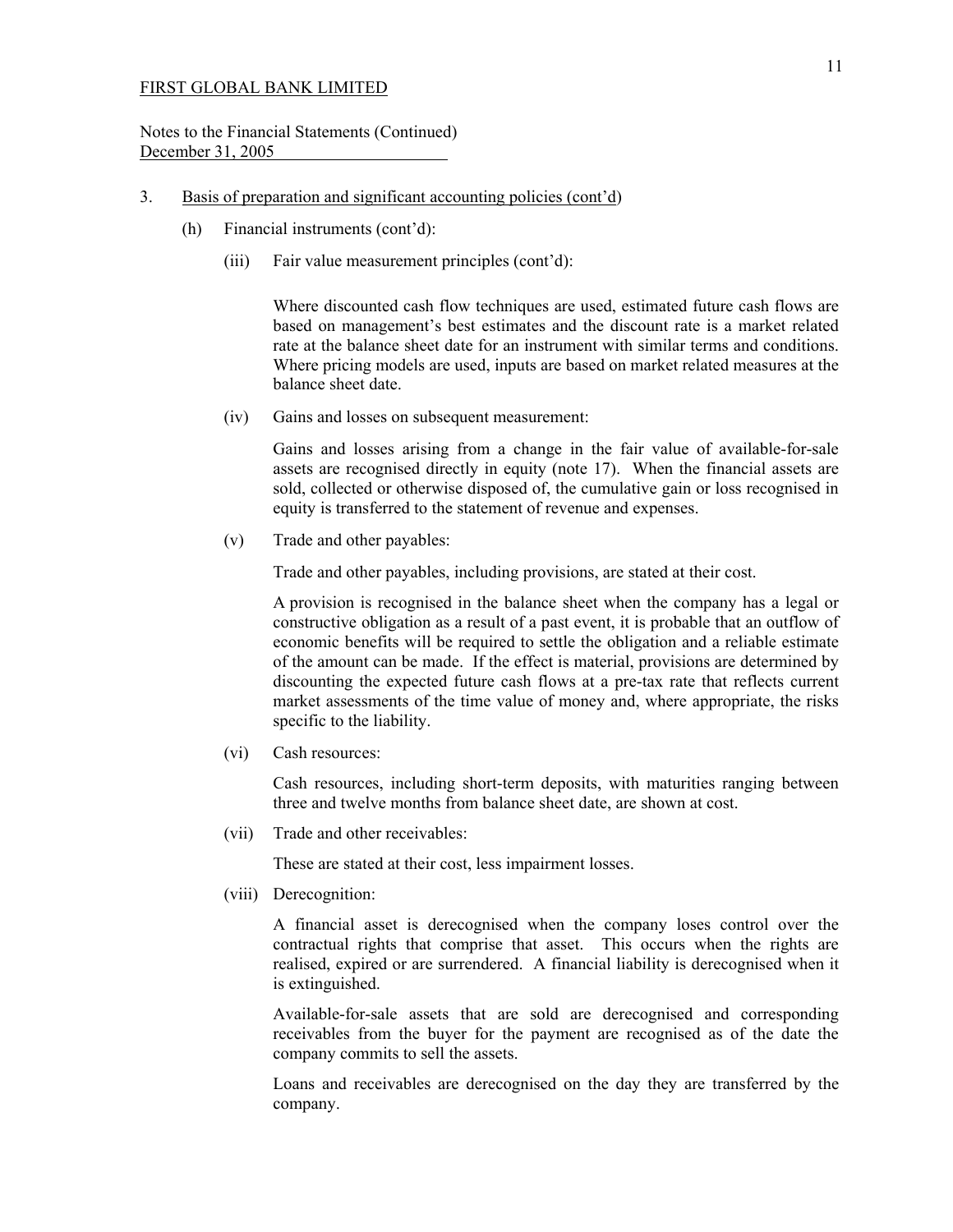FIRST GLOBAL BANK LIMITED

Notes to the Financial Statements (Continued)
December 31, 2005

3. Basis of preparation and significant accounting policies (cont'd)

   (h) Financial instruments (cont'd):

      (iii) Fair value measurement principles (cont'd):

      Where discounted cash flow techniques are used, estimated future cash flows are based on management's best estimates and the discount rate is a market related rate at the balance sheet date for an instrument with similar terms and conditions. Where pricing models are used, inputs are based on market related measures at the balance sheet date.

      (iv) Gains and losses on subsequent measurement:

      Gains and losses arising from a change in the fair value of available-for-sale assets are recognised directly in equity (note 17). When the financial assets are sold, collected or otherwise disposed of, the cumulative gain or loss recognised in equity is transferred to the statement of revenue and expenses.

      (v) Trade and other payables:

      Trade and other payables, including provisions, are stated at their cost.

      A provision is recognised in the balance sheet when the company has a legal or constructive obligation as a result of a past event, it is probable that an outflow of economic benefits will be required to settle the obligation and a reliable estimate of the amount can be made. If the effect is material, provisions are determined by discounting the expected future cash flows at a pre-tax rate that reflects current market assessments of the time value of money and, where appropriate, the risks specific to the liability.

      (vi) Cash resources:

      Cash resources, including short-term deposits, with maturities ranging between three and twelve months from balance sheet date, are shown at cost.

      (vii) Trade and other receivables:

      These are stated at their cost, less impairment losses.

      (viii) Derecognition:

      A financial asset is derecognised when the company loses control over the contractual rights that comprise that asset. This occurs when the rights are realised, expired or are surrendered. A financial liability is derecognised when it is extinguished.

      Available-for-sale assets that are sold are derecognised and corresponding receivables from the buyer for the payment are recognised as of the date the company commits to sell the assets.

      Loans and receivables are derecognised on the day they are transferred by the company.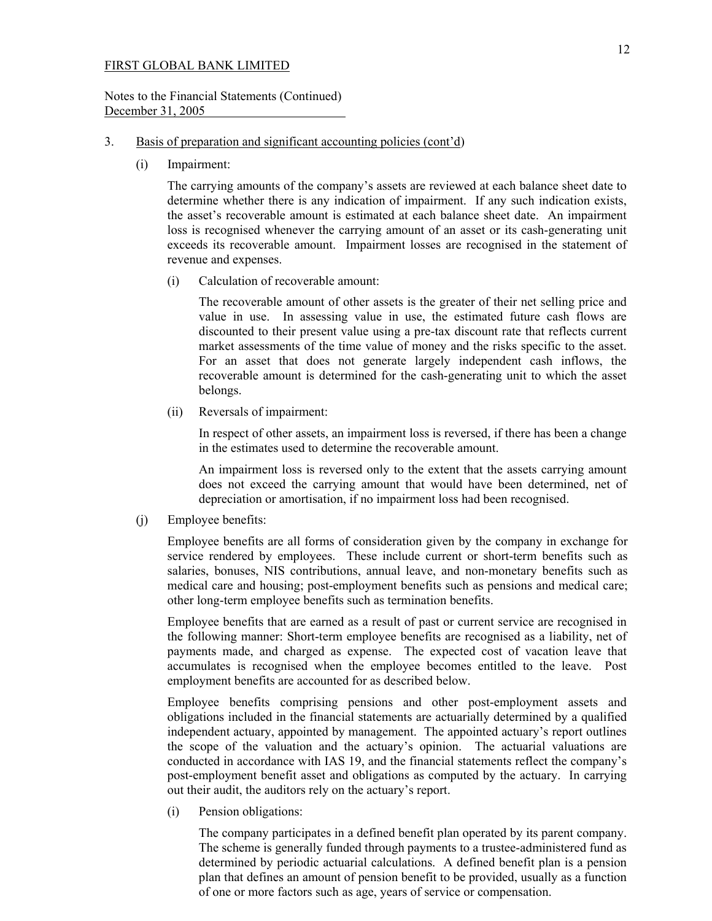FIRST GLOBAL BANK LIMITED

Notes to the Financial Statements (Continued)
December 31, 2005

3. Basis of preparation and significant accounting policies (cont'd)

(i) Impairment:

The carrying amounts of the company's assets are reviewed at each balance sheet date to determine whether there is any indication of impairment. If any such indication exists, the asset's recoverable amount is estimated at each balance sheet date. An impairment loss is recognised whenever the carrying amount of an asset or its cash-generating unit exceeds its recoverable amount. Impairment losses are recognised in the statement of revenue and expenses.

(i) Calculation of recoverable amount:

The recoverable amount of other assets is the greater of their net selling price and value in use. In assessing value in use, the estimated future cash flows are discounted to their present value using a pre-tax discount rate that reflects current market assessments of the time value of money and the risks specific to the asset. For an asset that does not generate largely independent cash inflows, the recoverable amount is determined for the cash-generating unit to which the asset belongs.

(ii) Reversals of impairment:

In respect of other assets, an impairment loss is reversed, if there has been a change in the estimates used to determine the recoverable amount.

An impairment loss is reversed only to the extent that the assets carrying amount does not exceed the carrying amount that would have been determined, net of depreciation or amortisation, if no impairment loss had been recognised.

(j) Employee benefits:

Employee benefits are all forms of consideration given by the company in exchange for service rendered by employees. These include current or short-term benefits such as salaries, bonuses, NIS contributions, annual leave, and non-monetary benefits such as medical care and housing; post-employment benefits such as pensions and medical care; other long-term employee benefits such as termination benefits.

Employee benefits that are earned as a result of past or current service are recognised in the following manner: Short-term employee benefits are recognised as a liability, net of payments made, and charged as expense. The expected cost of vacation leave that accumulates is recognised when the employee becomes entitled to the leave. Post employment benefits are accounted for as described below.

Employee benefits comprising pensions and other post-employment assets and obligations included in the financial statements are actuarially determined by a qualified independent actuary, appointed by management. The appointed actuary's report outlines the scope of the valuation and the actuary's opinion. The actuarial valuations are conducted in accordance with IAS 19, and the financial statements reflect the company's post-employment benefit asset and obligations as computed by the actuary. In carrying out their audit, the auditors rely on the actuary's report.

(i) Pension obligations:

The company participates in a defined benefit plan operated by its parent company. The scheme is generally funded through payments to a trustee-administered fund as determined by periodic actuarial calculations. A defined benefit plan is a pension plan that defines an amount of pension benefit to be provided, usually as a function of one or more factors such as age, years of service or compensation.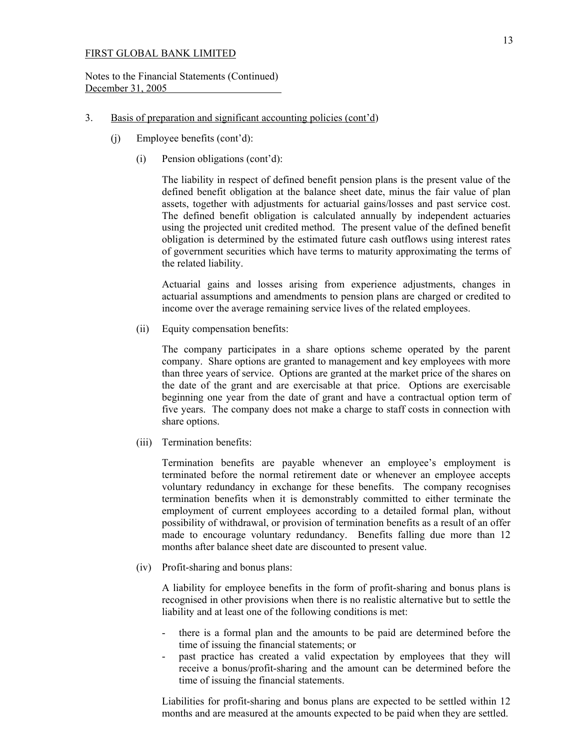FIRST GLOBAL BANK LIMITED

Notes to the Financial Statements (Continued)
December 31, 2005

3. Basis of preparation and significant accounting policies (cont'd)

(j) Employee benefits (cont'd):

(i) Pension obligations (cont'd):

The liability in respect of defined benefit pension plans is the present value of the defined benefit obligation at the balance sheet date, minus the fair value of plan assets, together with adjustments for actuarial gains/losses and past service cost. The defined benefit obligation is calculated annually by independent actuaries using the projected unit credited method. The present value of the defined benefit obligation is determined by the estimated future cash outflows using interest rates of government securities which have terms to maturity approximating the terms of the related liability.

Actuarial gains and losses arising from experience adjustments, changes in actuarial assumptions and amendments to pension plans are charged or credited to income over the average remaining service lives of the related employees.

(ii) Equity compensation benefits:

The company participates in a share options scheme operated by the parent company. Share options are granted to management and key employees with more than three years of service. Options are granted at the market price of the shares on the date of the grant and are exercisable at that price. Options are exercisable beginning one year from the date of grant and have a contractual option term of five years. The company does not make a charge to staff costs in connection with share options.

(iii) Termination benefits:

Termination benefits are payable whenever an employee's employment is terminated before the normal retirement date or whenever an employee accepts voluntary redundancy in exchange for these benefits. The company recognises termination benefits when it is demonstrably committed to either terminate the employment of current employees according to a detailed formal plan, without possibility of withdrawal, or provision of termination benefits as a result of an offer made to encourage voluntary redundancy. Benefits falling due more than 12 months after balance sheet date are discounted to present value.

(iv) Profit-sharing and bonus plans:

A liability for employee benefits in the form of profit-sharing and bonus plans is recognised in other provisions when there is no realistic alternative but to settle the liability and at least one of the following conditions is met:

- there is a formal plan and the amounts to be paid are determined before the time of issuing the financial statements; or
- past practice has created a valid expectation by employees that they will receive a bonus/profit-sharing and the amount can be determined before the time of issuing the financial statements.

Liabilities for profit-sharing and bonus plans are expected to be settled within 12 months and are measured at the amounts expected to be paid when they are settled.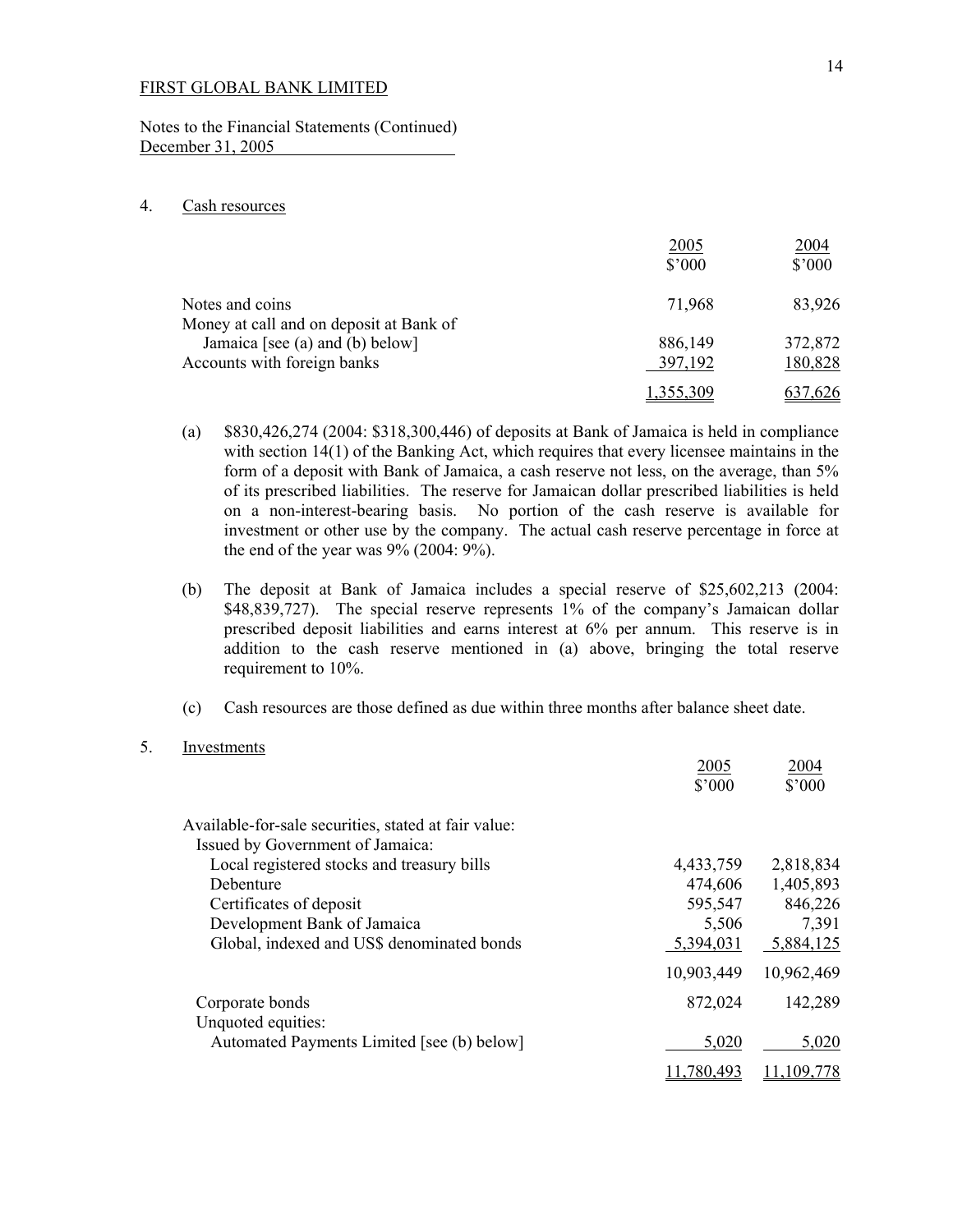FIRST GLOBAL BANK LIMITED

Notes to the Financial Statements (Continued)
December 31, 2005

## 4. Cash resources

| | 2005<br>$'000 | 2004<br>$'000 |
|---|---|---|
| Notes and coins | 71,968 | 83,926 |
| Money at call and on deposit at Bank of Jamaica [see (a) and (b) below] | 886,149 | 372,872 |
| Accounts with foreign banks | 397,192 | 180,828 |
| | 1,355,309 | 637,626 |

(a) $830,426,274 (2004: $318,300,446) of deposits at Bank of Jamaica is held in compliance with section 14(1) of the Banking Act, which requires that every licensee maintains in the form of a deposit with Bank of Jamaica, a cash reserve not less, on the average, than 5% of its prescribed liabilities. The reserve for Jamaican dollar prescribed liabilities is held on a non-interest-bearing basis. No portion of the cash reserve is available for investment or other use by the company. The actual cash reserve percentage in force at the end of the year was 9% (2004: 9%).

(b) The deposit at Bank of Jamaica includes a special reserve of $25,602,213 (2004: $48,839,727). The special reserve represents 1% of the company's Jamaican dollar prescribed deposit liabilities and earns interest at 6% per annum. This reserve is in addition to the cash reserve mentioned in (a) above, bringing the total reserve requirement to 10%.

(c) Cash resources are those defined as due within three months after balance sheet date.

## 5. Investments

| | 2005<br>$'000 | 2004<br>$'000 |
|---|---|---|
| Available-for-sale securities, stated at fair value: | | |
| Issued by Government of Jamaica: | | |
| Local registered stocks and treasury bills | 4,433,759 | 2,818,834 |
| Debenture | 474,606 | 1,405,893 |
| Certificates of deposit | 595,547 | 846,226 |
| Development Bank of Jamaica | 5,506 | 7,391 |
| Global, indexed and US$ denominated bonds | 5,394,031 | 5,884,125 |
| | 10,903,449 | 10,962,469 |
| Corporate bonds | 872,024 | 142,289 |
| Unquoted equities: | | |
| Automated Payments Limited [see (b) below] | 5,020 | 5,020 |
| | 11,780,493 | 11,109,778 |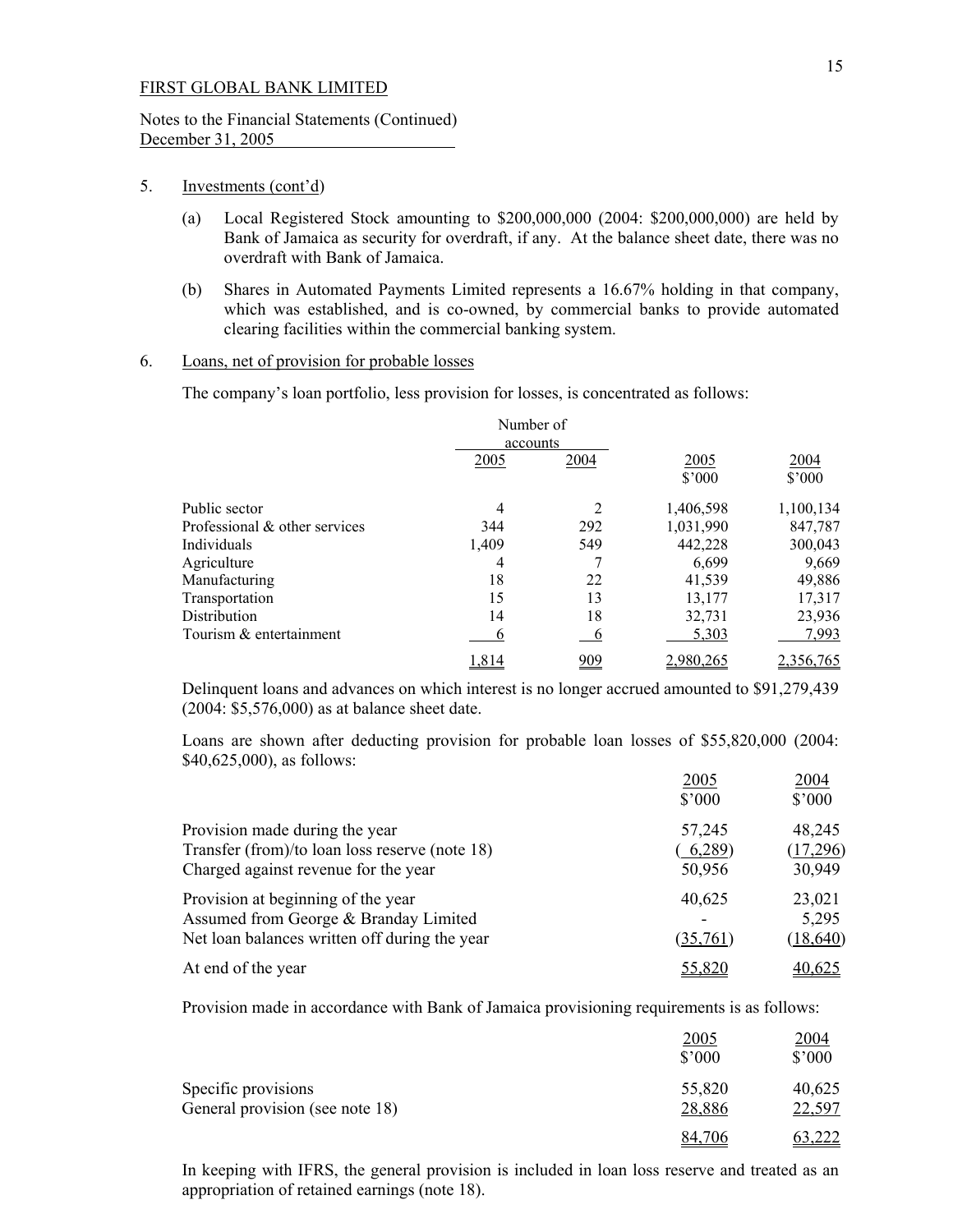FIRST GLOBAL BANK LIMITED

Notes to the Financial Statements (Continued)
December 31, 2005

5. Investments (cont'd)

   (a) Local Registered Stock amounting to $200,000,000 (2004: $200,000,000) are held by Bank of Jamaica as security for overdraft, if any. At the balance sheet date, there was no overdraft with Bank of Jamaica.

   (b) Shares in Automated Payments Limited represents a 16.67% holding in that company, which was established, and is co-owned, by commercial banks to provide automated clearing facilities within the commercial banking system.

6. Loans, net of provision for probable losses

   The company's loan portfolio, less provision for losses, is concentrated as follows:

| | Number of accounts | | | |
|---|---|---|---|---|
| | 2005 | 2004 | 2005 $'000 | 2004 $'000 |
| Public sector | 4 | 2 | 1,406,598 | 1,100,134 |
| Professional & other services | 344 | 292 | 1,031,990 | 847,787 |
| Individuals | 1,409 | 549 | 442,228 | 300,043 |
| Agriculture | 4 | 7 | 6,699 | 9,669 |
| Manufacturing | 18 | 22 | 41,539 | 49,886 |
| Transportation | 15 | 13 | 13,177 | 17,317 |
| Distribution | 14 | 18 | 32,731 | 23,936 |
| Tourism & entertainment | 6 | 6 | 5,303 | 7,993 |
| | 1,814 | 909 | 2,980,265 | 2,356,765 |

   Delinquent loans and advances on which interest is no longer accrued amounted to $91,279,439 (2004: $5,576,000) as at balance sheet date.

   Loans are shown after deducting provision for probable loan losses of $55,820,000 (2004: $40,625,000), as follows:

| | 2005 $'000 | 2004 $'000 |
|---|---|---|
| Provision made during the year | 57,245 | 48,245 |
| Transfer (from)/to loan loss reserve (note 18) | ( 6,289) | (17,296) |
| Charged against revenue for the year | 50,956 | 30,949 |
| Provision at beginning of the year | 40,625 | 23,021 |
| Assumed from George & Branday Limited | - | 5,295 |
| Net loan balances written off during the year | (35,761) | (18,640) |
| At end of the year | 55,820 | 40,625 |

   Provision made in accordance with Bank of Jamaica provisioning requirements is as follows:

| | 2005 $'000 | 2004 $'000 |
|---|---|---|
| Specific provisions | 55,820 | 40,625 |
| General provision (see note 18) | 28,886 | 22,597 |
| | 84,706 | 63,222 |

   In keeping with IFRS, the general provision is included in loan loss reserve and treated as an appropriation of retained earnings (note 18).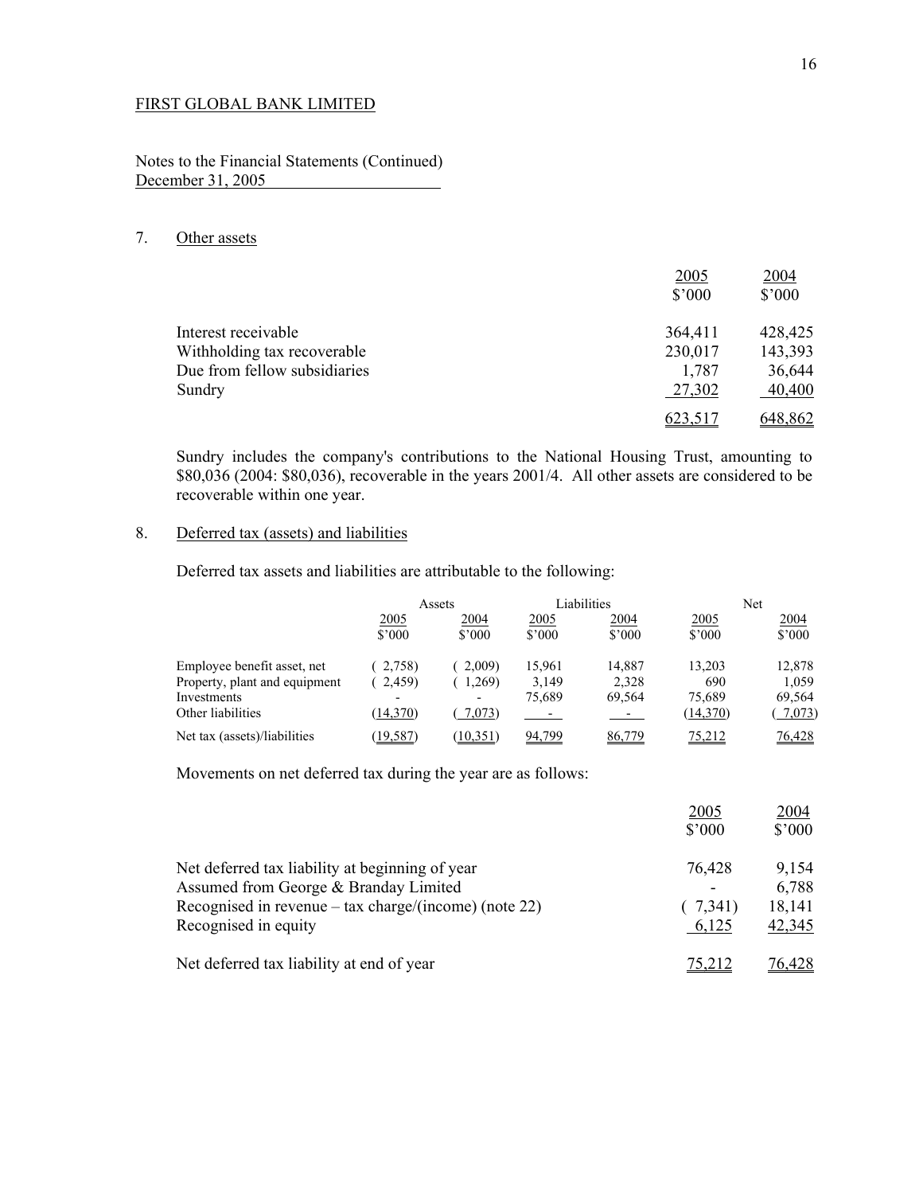FIRST GLOBAL BANK LIMITED

Notes to the Financial Statements (Continued)
December 31, 2005

## 7. Other assets

| | 2005<br>$'000 | 2004<br>$'000 |
|---|---|---|
| Interest receivable | 364,411 | 428,425 |
| Withholding tax recoverable | 230,017 | 143,393 |
| Due from fellow subsidiaries | 1,787 | 36,644 |
| Sundry | 27,302 | 40,400 |
| | 623,517 | 648,862 |

Sundry includes the company's contributions to the National Housing Trust, amounting to $80,036 (2004: $80,036), recoverable in the years 2001/4. All other assets are considered to be recoverable within one year.

## 8. Deferred tax (assets) and liabilities

Deferred tax assets and liabilities are attributable to the following:

| | Assets | | Liabilities | | Net | |
|---|---|---|---|---|---|---|
| | 2005<br>$'000 | 2004<br>$'000 | 2005<br>$'000 | 2004<br>$'000 | 2005<br>$'000 | 2004<br>$'000 |
| Employee benefit asset, net | ( 2,758) | ( 2,009) | 15,961 | 14,887 | 13,203 | 12,878 |
| Property, plant and equipment | ( 2,459) | ( 1,269) | 3,149 | 2,328 | 690 | 1,059 |
| Investments | - | - | 75,689 | 69,564 | 75,689 | 69,564 |
| Other liabilities | (14,370) | ( 7,073) | - | - | (14,370) | ( 7,073) |
| Net tax (assets)/liabilities | (19,587) | (10,351) | 94,799 | 86,779 | 75,212 | 76,428 |

Movements on net deferred tax during the year are as follows:

| | 2005<br>$'000 | 2004<br>$'000 |
|---|---|---|
| Net deferred tax liability at beginning of year | 76,428 | 9,154 |
| Assumed from George & Branday Limited | - | 6,788 |
| Recognised in revenue – tax charge/(income) (note 22) | ( 7,341) | 18,141 |
| Recognised in equity | 6,125 | 42,345 |
| Net deferred tax liability at end of year | 75,212 | 76,428 |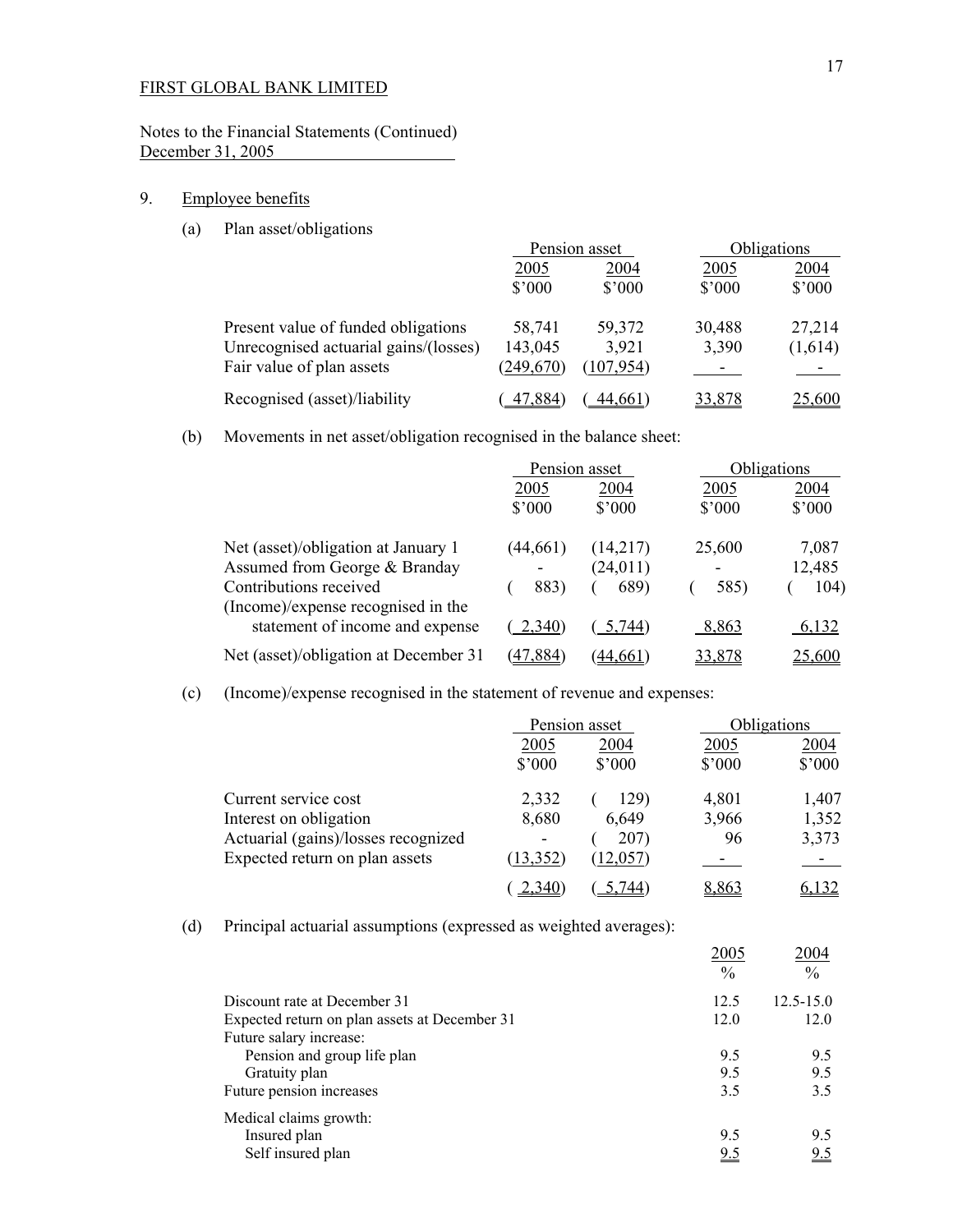FIRST GLOBAL BANK LIMITED

Notes to the Financial Statements (Continued)
December 31, 2005

9. Employee benefits

(a) Plan asset/obligations

| | Pension asset | | Obligations | |
|---|---|---|---|---|
| | 2005 | 2004 | 2005 | 2004 |
| | $'000 | $'000 | $'000 | $'000 |
| Present value of funded obligations | 58,741 | 59,372 | 30,488 | 27,214 |
| Unrecognised actuarial gains/(losses) | 143,045 | 3,921 | 3,390 | (1,614) |
| Fair value of plan assets | (249,670) | (107,954) | - | - |
| Recognised (asset)/liability | ( 47,884) | ( 44,661) | 33,878 | 25,600 |

(b) Movements in net asset/obligation recognised in the balance sheet:

| | Pension asset | | Obligations | |
|---|---|---|---|---|
| | 2005 | 2004 | 2005 | 2004 |
| | $'000 | $'000 | $'000 | $'000 |
| Net (asset)/obligation at January 1 | (44,661) | (14,217) | 25,600 | 7,087 |
| Assumed from George & Branday | - | (24,011) | - | 12,485 |
| Contributions received | ( 883) | ( 689) | ( 585) | ( 104) |
| (Income)/expense recognised in the statement of income and expense | ( 2,340) | ( 5,744) | 8,863 | 6,132 |
| Net (asset)/obligation at December 31 | (47,884) | (44,661) | 33,878 | 25,600 |

(c) (Income)/expense recognised in the statement of revenue and expenses:

| | Pension asset | | Obligations | |
|---|---|---|---|---|
| | 2005 | 2004 | 2005 | 2004 |
| | $'000 | $'000 | $'000 | $'000 |
| Current service cost | 2,332 | ( 129) | 4,801 | 1,407 |
| Interest on obligation | 8,680 | 6,649 | 3,966 | 1,352 |
| Actuarial (gains)/losses recognized | - | ( 207) | 96 | 3,373 |
| Expected return on plan assets | (13,352) | (12,057) | - | - |
| | ( 2,340) | ( 5,744) | 8,863 | 6,132 |

(d) Principal actuarial assumptions (expressed as weighted averages):

| | 2005 | 2004 |
|---|---|---|
| | % | % |
| Discount rate at December 31 | 12.5 | 12.5-15.0 |
| Expected return on plan assets at December 31 | 12.0 | 12.0 |
| Future salary increase: | | |
| Pension and group life plan | 9.5 | 9.5 |
| Gratuity plan | 9.5 | 9.5 |
| Future pension increases | 3.5 | 3.5 |
| Medical claims growth: | | |
| Insured plan | 9.5 | 9.5 |
| Self insured plan | 9.5 | 9.5 |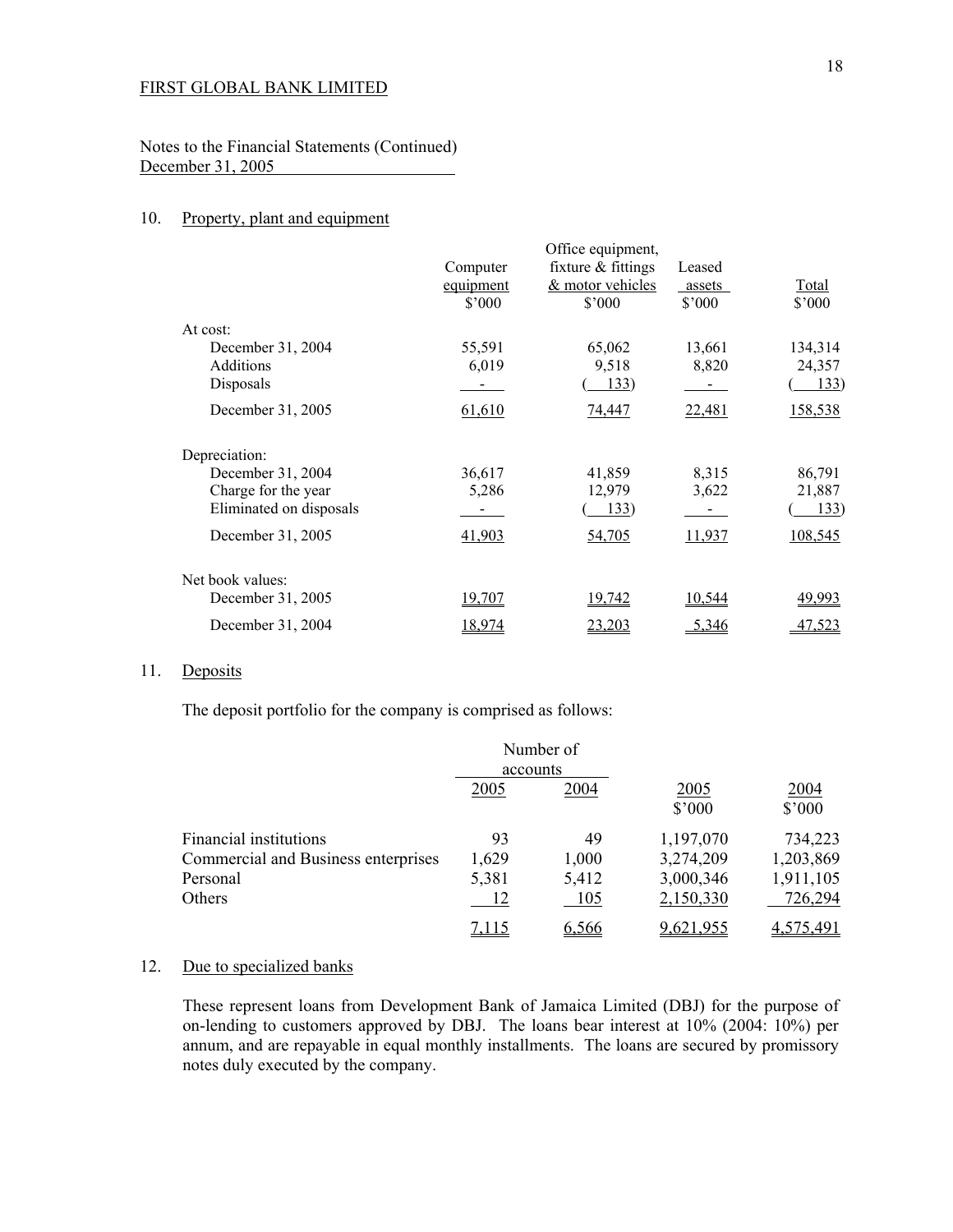FIRST GLOBAL BANK LIMITED

Notes to the Financial Statements (Continued)
December 31, 2005

## 10. Property, plant and equipment

| | Computer equipment $'000 | Office equipment, fixture & fittings & motor vehicles $'000 | Leased assets $'000 | Total $'000 |
|---|---|---|---|---|
| At cost: | | | | |
| December 31, 2004 | 55,591 | 65,062 | 13,661 | 134,314 |
| Additions | 6,019 | 9,518 | 8,820 | 24,357 |
| Disposals | - | ( 133) | - | ( 133) |
| December 31, 2005 | 61,610 | 74,447 | 22,481 | 158,538 |
| Depreciation: | | | | |
| December 31, 2004 | 36,617 | 41,859 | 8,315 | 86,791 |
| Charge for the year | 5,286 | 12,979 | 3,622 | 21,887 |
| Eliminated on disposals | - | ( 133) | - | ( 133) |
| December 31, 2005 | 41,903 | 54,705 | 11,937 | 108,545 |
| Net book values: | | | | |
| December 31, 2005 | 19,707 | 19,742 | 10,544 | 49,993 |
| December 31, 2004 | 18,974 | 23,203 | 5,346 | 47,523 |

## 11. Deposits

The deposit portfolio for the company is comprised as follows:

| | Number of accounts | | | |
|---|---|---|---|---|
| | 2005 | 2004 | 2005 $'000 | 2004 $'000 |
| Financial institutions | 93 | 49 | 1,197,070 | 734,223 |
| Commercial and Business enterprises | 1,629 | 1,000 | 3,274,209 | 1,203,869 |
| Personal | 5,381 | 5,412 | 3,000,346 | 1,911,105 |
| Others | 12 | 105 | 2,150,330 | 726,294 |
| | 7,115 | 6,566 | 9,621,955 | 4,575,491 |

## 12. Due to specialized banks

These represent loans from Development Bank of Jamaica Limited (DBJ) for the purpose of on-lending to customers approved by DBJ. The loans bear interest at 10% (2004: 10%) per annum, and are repayable in equal monthly installments. The loans are secured by promissory notes duly executed by the company.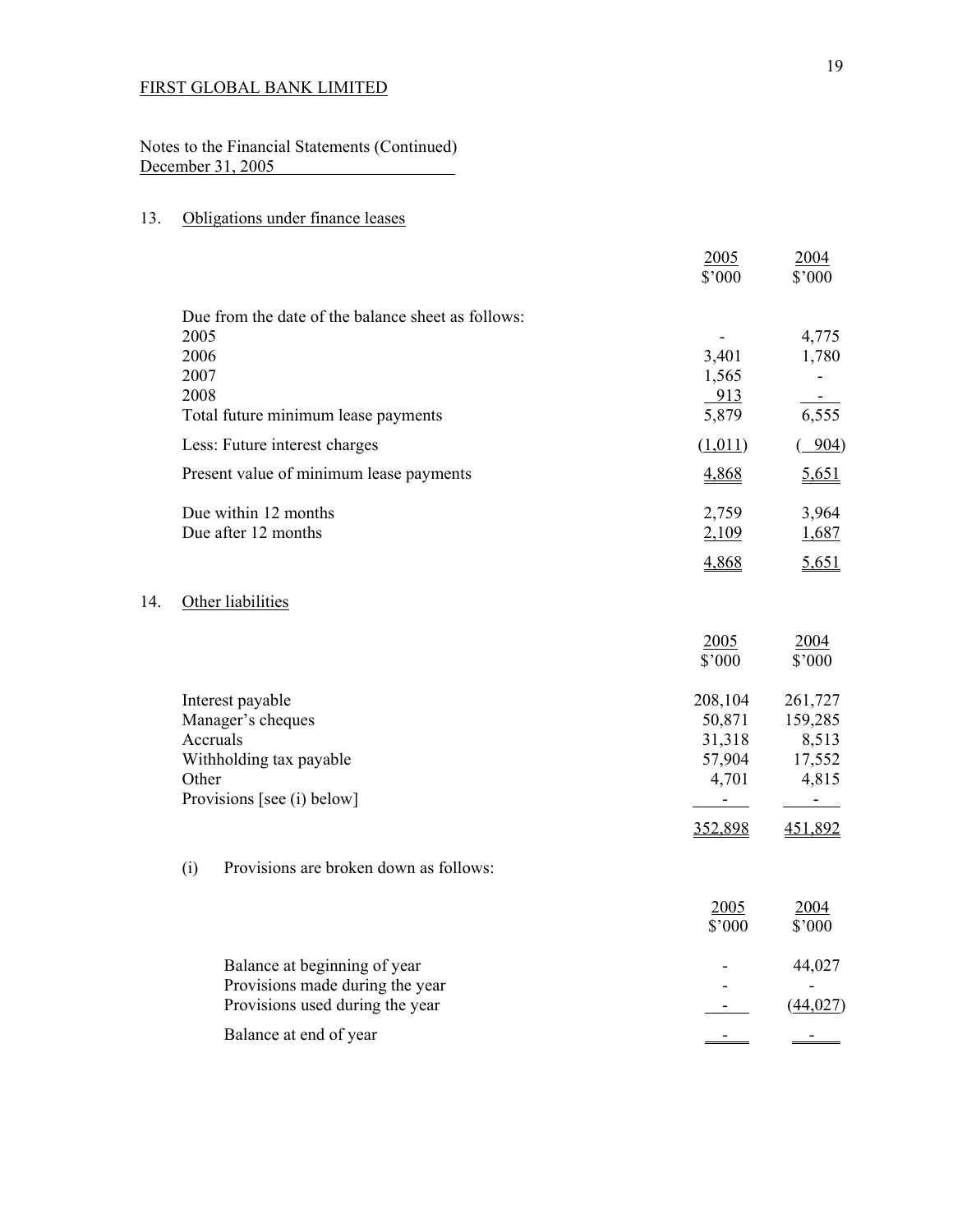FIRST GLOBAL BANK LIMITED

Notes to the Financial Statements (Continued)
December 31, 2005

## 13. Obligations under finance leases

| | 2005<br>$'000 | 2004<br>$'000 |
|---|---|---|
| Due from the date of the balance sheet as follows: | | |
| 2005 | - | 4,775 |
| 2006 | 3,401 | 1,780 |
| 2007 | 1,565 | - |
| 2008 | 913 | - |
| Total future minimum lease payments | 5,879 | 6,555 |
| Less: Future interest charges | (1,011) | ( 904) |
| Present value of minimum lease payments | 4,868 | 5,651 |
| Due within 12 months | 2,759 | 3,964 |
| Due after 12 months | 2,109 | 1,687 |
| | 4,868 | 5,651 |

## 14. Other liabilities

| | 2005<br>$'000 | 2004<br>$'000 |
|---|---|---|
| Interest payable | 208,104 | 261,727 |
| Manager's cheques | 50,871 | 159,285 |
| Accruals | 31,318 | 8,513 |
| Withholding tax payable | 57,904 | 17,552 |
| Other | 4,701 | 4,815 |
| Provisions [see (i) below] | - | - |
| | 352,898 | 451,892 |

(i) Provisions are broken down as follows:

| | 2005<br>$'000 | 2004<br>$'000 |
|---|---|---|
| Balance at beginning of year | - | 44,027 |
| Provisions made during the year | - | - |
| Provisions used during the year | - | (44,027) |
| Balance at end of year | - | - |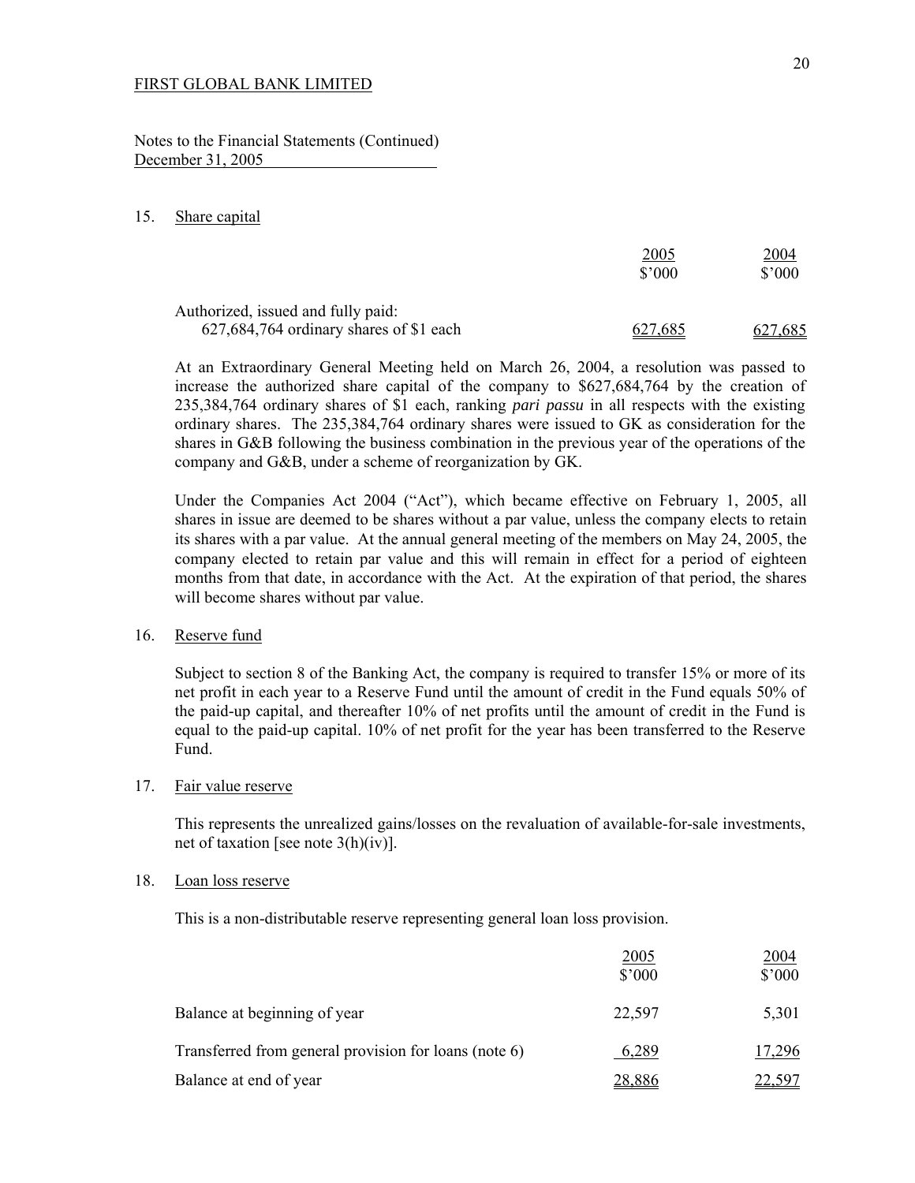FIRST GLOBAL BANK LIMITED

Notes to the Financial Statements (Continued)
December 31, 2005

## 15. Share capital

| | 2005<br>$'000 | 2004<br>$'000 |
|---|---|---|
| Authorized, issued and fully paid: | | |
| 627,684,764 ordinary shares of $1 each | 627,685 | 627,685 |

At an Extraordinary General Meeting held on March 26, 2004, a resolution was passed to increase the authorized share capital of the company to $627,684,764 by the creation of 235,384,764 ordinary shares of $1 each, ranking *pari passu* in all respects with the existing ordinary shares. The 235,384,764 ordinary shares were issued to GK as consideration for the shares in G&B following the business combination in the previous year of the operations of the company and G&B, under a scheme of reorganization by GK.

Under the Companies Act 2004 ("Act"), which became effective on February 1, 2005, all shares in issue are deemed to be shares without a par value, unless the company elects to retain its shares with a par value. At the annual general meeting of the members on May 24, 2005, the company elected to retain par value and this will remain in effect for a period of eighteen months from that date, in accordance with the Act. At the expiration of that period, the shares will become shares without par value.

## 16. Reserve fund

Subject to section 8 of the Banking Act, the company is required to transfer 15% or more of its net profit in each year to a Reserve Fund until the amount of credit in the Fund equals 50% of the paid-up capital, and thereafter 10% of net profits until the amount of credit in the Fund is equal to the paid-up capital. 10% of net profit for the year has been transferred to the Reserve Fund.

## 17. Fair value reserve

This represents the unrealized gains/losses on the revaluation of available-for-sale investments, net of taxation [see note 3(h)(iv)].

## 18. Loan loss reserve

This is a non-distributable reserve representing general loan loss provision.

| | 2005<br>$'000 | 2004<br>$'000 |
|---|---|---|
| Balance at beginning of year | 22,597 | 5,301 |
| Transferred from general provision for loans (note 6) | 6,289 | 17,296 |
| Balance at end of year | 28,886 | 22,597 |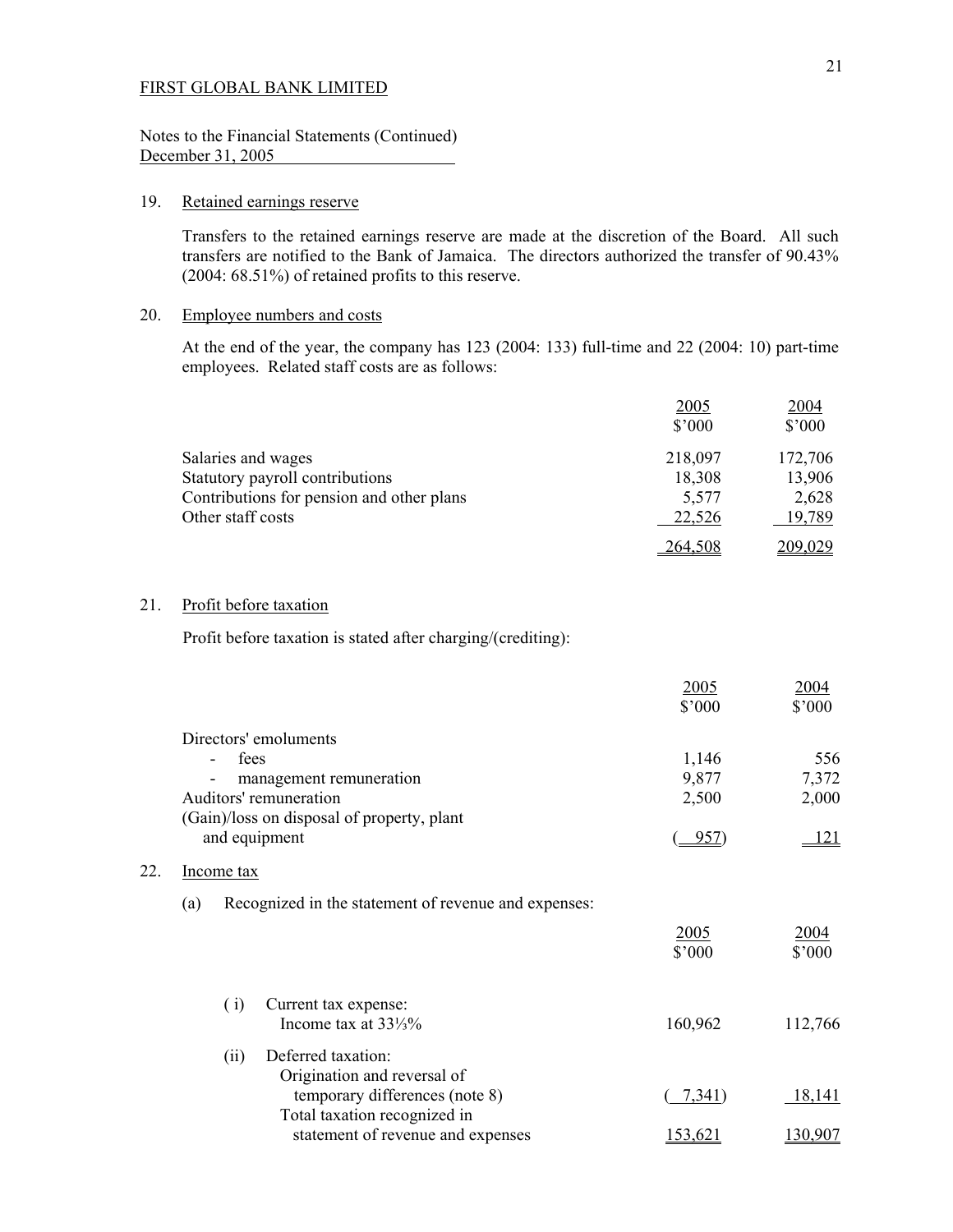FIRST GLOBAL BANK LIMITED

Notes to the Financial Statements (Continued)
December 31, 2005

## 19. Retained earnings reserve

Transfers to the retained earnings reserve are made at the discretion of the Board. All such transfers are notified to the Bank of Jamaica. The directors authorized the transfer of 90.43% (2004: 68.51%) of retained profits to this reserve.

## 20. Employee numbers and costs

At the end of the year, the company has 123 (2004: 133) full-time and 22 (2004: 10) part-time employees. Related staff costs are as follows:

| | 2005<br>$'000 | 2004<br>$'000 |
|---|---|---|
| Salaries and wages | 218,097 | 172,706 |
| Statutory payroll contributions | 18,308 | 13,906 |
| Contributions for pension and other plans | 5,577 | 2,628 |
| Other staff costs | 22,526 | 19,789 |
| | 264,508 | 209,029 |

## 21. Profit before taxation

Profit before taxation is stated after charging/(crediting):

| | 2005<br>$'000 | 2004<br>$'000 |
|---|---|---|
| Directors' emoluments | | |
| - fees | 1,146 | 556 |
| - management remuneration | 9,877 | 7,372 |
| Auditors' remuneration | 2,500 | 2,000 |
| (Gain)/loss on disposal of property, plant and equipment | ( 957) | 121 |

## 22. Income tax

(a) Recognized in the statement of revenue and expenses:

| | 2005<br>$'000 | 2004<br>$'000 |
|---|---|---|
| (i) Current tax expense:<br>Income tax at 33⅓% | 160,962 | 112,766 |
| (ii) Deferred taxation:<br>Origination and reversal of temporary differences (note 8) | ( 7,341) | 18,141 |
| Total taxation recognized in statement of revenue and expenses | 153,621 | 130,907 |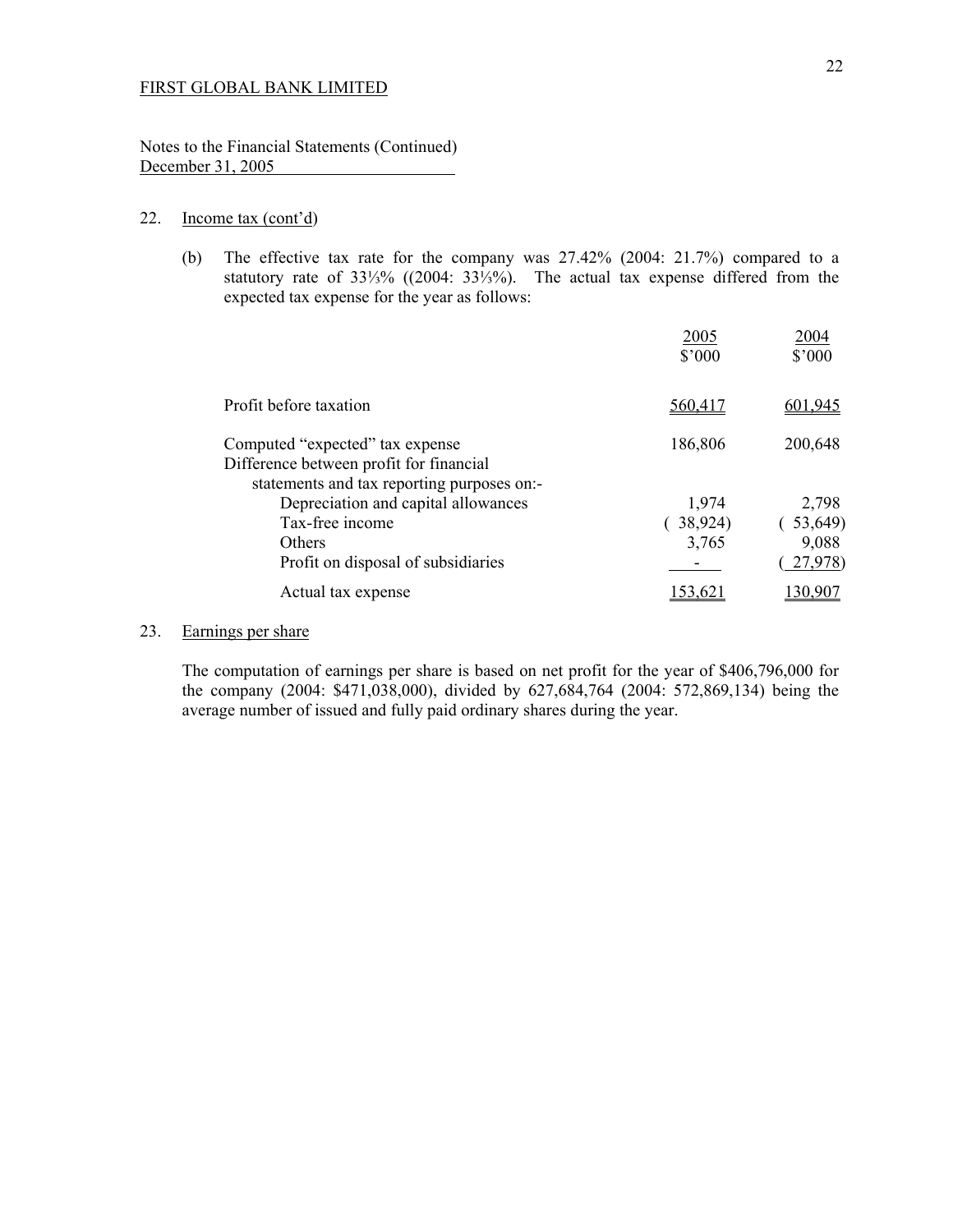FIRST GLOBAL BANK LIMITED

Notes to the Financial Statements (Continued)
December 31, 2005

22. Income tax (cont'd)

(b) The effective tax rate for the company was 27.42% (2004: 21.7%) compared to a statutory rate of 33⅓% ((2004: 33⅓%). The actual tax expense differed from the expected tax expense for the year as follows:

| | 2005<br>$'000 | 2004<br>$'000 |
|---|---|---|
| Profit before taxation | 560,417 | 601,945 |
| Computed "expected" tax expense | 186,806 | 200,648 |
| Difference between profit for financial statements and tax reporting purposes on:- | | |
| Depreciation and capital allowances | 1,974 | 2,798 |
| Tax-free income | ( 38,924) | ( 53,649) |
| Others | 3,765 | 9,088 |
| Profit on disposal of subsidiaries | - | ( 27,978) |
| Actual tax expense | 153,621 | 130,907 |

23. Earnings per share

The computation of earnings per share is based on net profit for the year of $406,796,000 for the company (2004: $471,038,000), divided by 627,684,764 (2004: 572,869,134) being the average number of issued and fully paid ordinary shares during the year.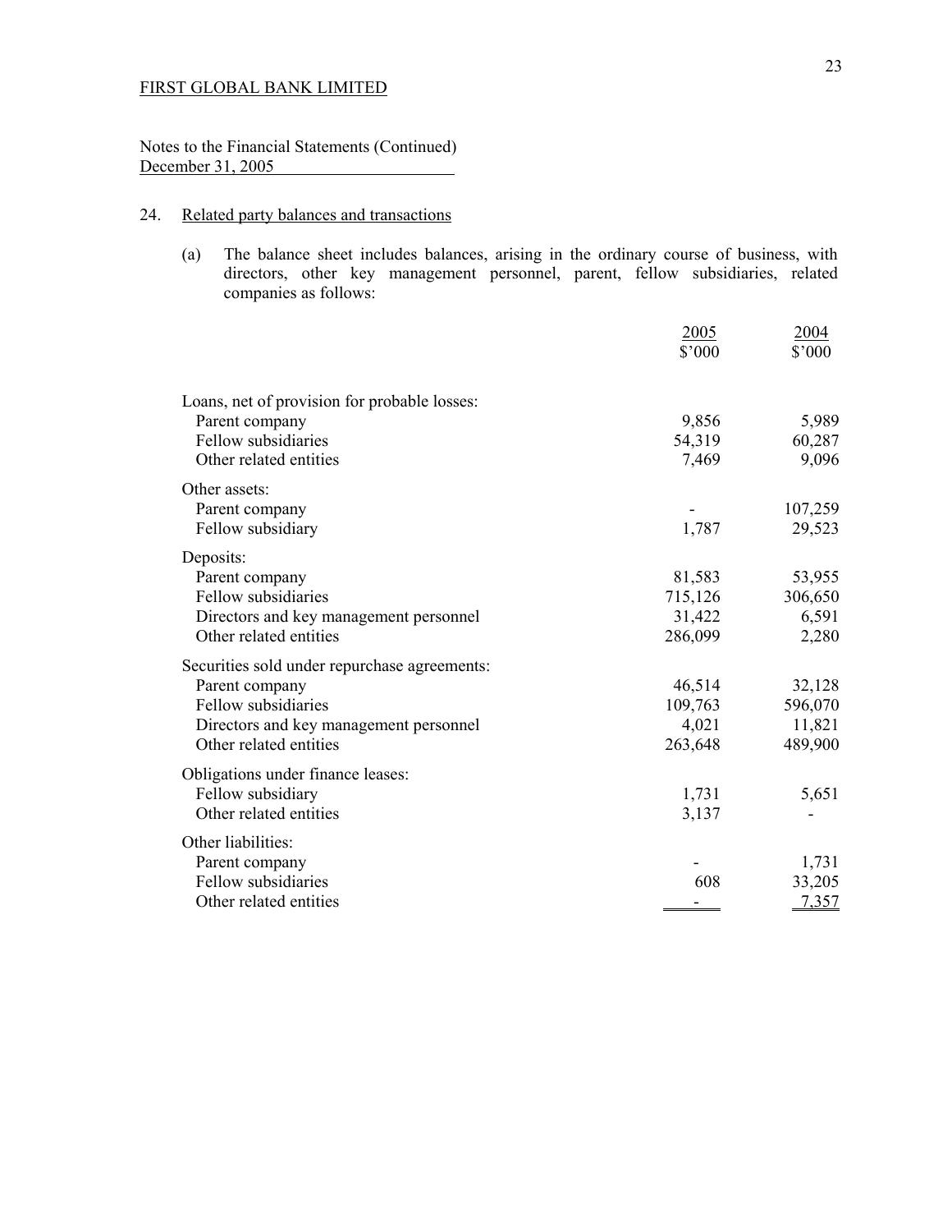FIRST GLOBAL BANK LIMITED

Notes to the Financial Statements (Continued)
December 31, 2005

## 24. Related party balances and transactions

(a) The balance sheet includes balances, arising in the ordinary course of business, with directors, other key management personnel, parent, fellow subsidiaries, related companies as follows:

| | 2005<br>$'000 | 2004<br>$'000 |
|---|---|---|
| Loans, net of provision for probable losses: | | |
| Parent company | 9,856 | 5,989 |
| Fellow subsidiaries | 54,319 | 60,287 |
| Other related entities | 7,469 | 9,096 |
| Other assets: | | |
| Parent company | - | 107,259 |
| Fellow subsidiary | 1,787 | 29,523 |
| Deposits: | | |
| Parent company | 81,583 | 53,955 |
| Fellow subsidiaries | 715,126 | 306,650 |
| Directors and key management personnel | 31,422 | 6,591 |
| Other related entities | 286,099 | 2,280 |
| Securities sold under repurchase agreements: | | |
| Parent company | 46,514 | 32,128 |
| Fellow subsidiaries | 109,763 | 596,070 |
| Directors and key management personnel | 4,021 | 11,821 |
| Other related entities | 263,648 | 489,900 |
| Obligations under finance leases: | | |
| Fellow subsidiary | 1,731 | 5,651 |
| Other related entities | 3,137 | - |
| Other liabilities: | | |
| Parent company | - | 1,731 |
| Fellow subsidiaries | 608 | 33,205 |
| Other related entities | - | 7,357 |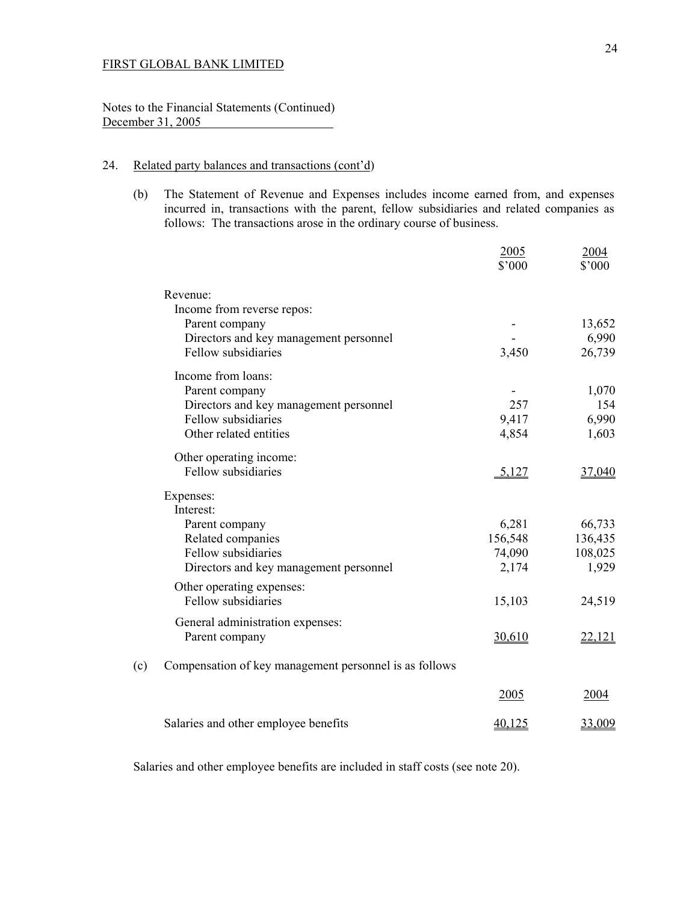FIRST GLOBAL BANK LIMITED

Notes to the Financial Statements (Continued)
December 31, 2005

24. Related party balances and transactions (cont'd)

(b) The Statement of Revenue and Expenses includes income earned from, and expenses incurred in, transactions with the parent, fellow subsidiaries and related companies as follows: The transactions arose in the ordinary course of business.

| | 2005 $'000 | 2004 $'000 |
|---|---|---|
| Revenue: | | |
| Income from reverse repos: | | |
| Parent company | - | 13,652 |
| Directors and key management personnel | - | 6,990 |
| Fellow subsidiaries | 3,450 | 26,739 |
| Income from loans: | | |
| Parent company | - | 1,070 |
| Directors and key management personnel | 257 | 154 |
| Fellow subsidiaries | 9,417 | 6,990 |
| Other related entities | 4,854 | 1,603 |
| Other operating income: | | |
| Fellow subsidiaries | 5,127 | 37,040 |
| Expenses: | | |
| Interest: | | |
| Parent company | 6,281 | 66,733 |
| Related companies | 156,548 | 136,435 |
| Fellow subsidiaries | 74,090 | 108,025 |
| Directors and key management personnel | 2,174 | 1,929 |
| Other operating expenses: | | |
| Fellow subsidiaries | 15,103 | 24,519 |
| General administration expenses: | | |
| Parent company | 30,610 | 22,121 |

(c) Compensation of key management personnel is as follows

| | 2005 | 2004 |
|---|---|---|
| Salaries and other employee benefits | 40,125 | 33,009 |

Salaries and other employee benefits are included in staff costs (see note 20).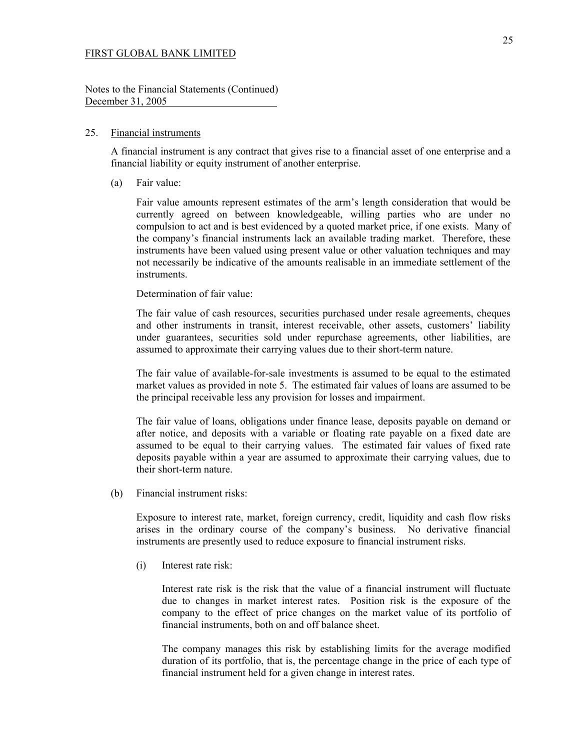FIRST GLOBAL BANK LIMITED

Notes to the Financial Statements (Continued)
December 31, 2005

## 25. Financial instruments

A financial instrument is any contract that gives rise to a financial asset of one enterprise and a financial liability or equity instrument of another enterprise.

(a) Fair value:

Fair value amounts represent estimates of the arm's length consideration that would be currently agreed on between knowledgeable, willing parties who are under no compulsion to act and is best evidenced by a quoted market price, if one exists. Many of the company's financial instruments lack an available trading market. Therefore, these instruments have been valued using present value or other valuation techniques and may not necessarily be indicative of the amounts realisable in an immediate settlement of the instruments.

Determination of fair value:

The fair value of cash resources, securities purchased under resale agreements, cheques and other instruments in transit, interest receivable, other assets, customers' liability under guarantees, securities sold under repurchase agreements, other liabilities, are assumed to approximate their carrying values due to their short-term nature.

The fair value of available-for-sale investments is assumed to be equal to the estimated market values as provided in note 5. The estimated fair values of loans are assumed to be the principal receivable less any provision for losses and impairment.

The fair value of loans, obligations under finance lease, deposits payable on demand or after notice, and deposits with a variable or floating rate payable on a fixed date are assumed to be equal to their carrying values. The estimated fair values of fixed rate deposits payable within a year are assumed to approximate their carrying values, due to their short-term nature.

(b) Financial instrument risks:

Exposure to interest rate, market, foreign currency, credit, liquidity and cash flow risks arises in the ordinary course of the company's business. No derivative financial instruments are presently used to reduce exposure to financial instrument risks.

(i) Interest rate risk:

Interest rate risk is the risk that the value of a financial instrument will fluctuate due to changes in market interest rates. Position risk is the exposure of the company to the effect of price changes on the market value of its portfolio of financial instruments, both on and off balance sheet.

The company manages this risk by establishing limits for the average modified duration of its portfolio, that is, the percentage change in the price of each type of financial instrument held for a given change in interest rates.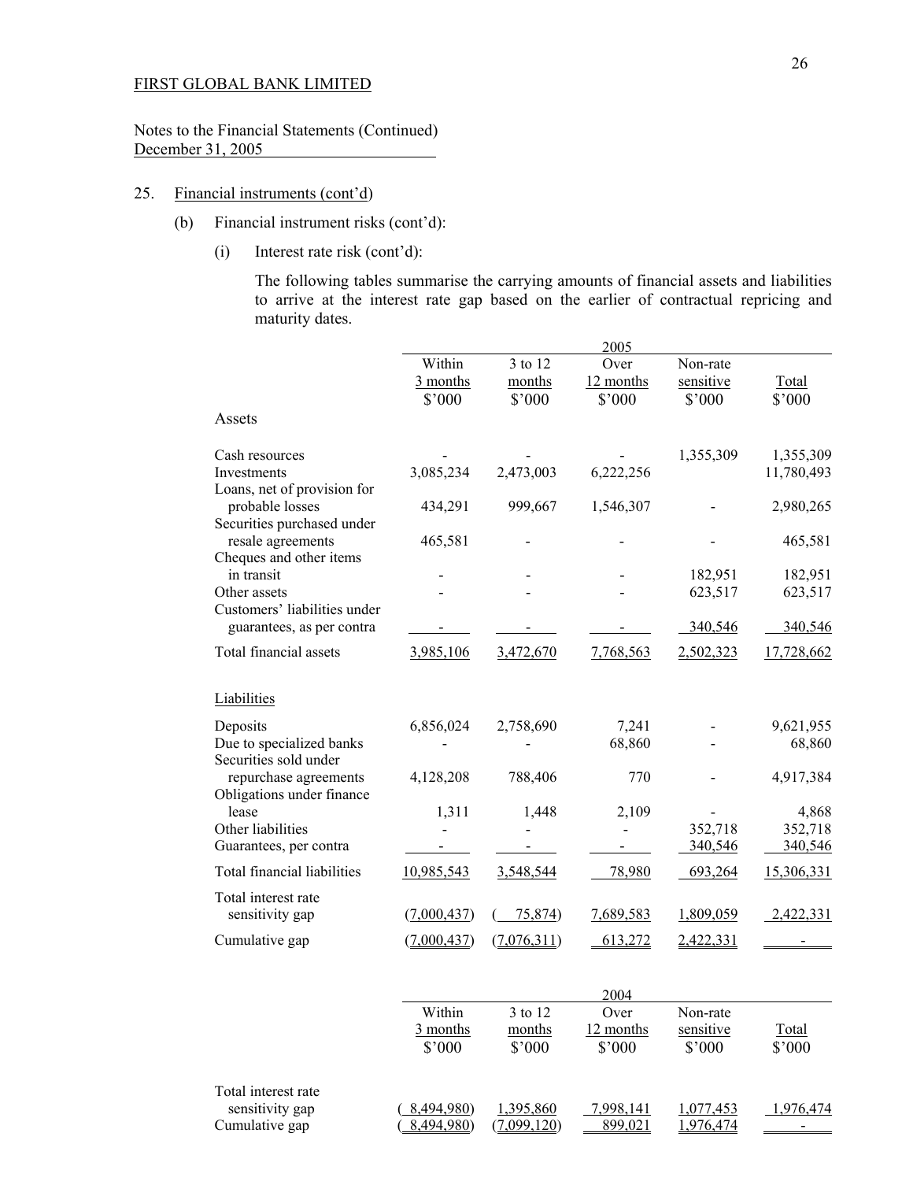FIRST GLOBAL BANK LIMITED

Notes to the Financial Statements (Continued)
December 31, 2005

25. Financial instruments (cont'd)

(b) Financial instrument risks (cont'd):

(i) Interest rate risk (cont'd):

The following tables summarise the carrying amounts of financial assets and liabilities to arrive at the interest rate gap based on the earlier of contractual repricing and maturity dates.

| | 2005 | | | | |
|---|---|---|---|---|---|
| | Within 3 months $'000 | 3 to 12 months $'000 | Over 12 months $'000 | Non-rate sensitive $'000 | Total $'000 |
| **Assets** | | | | | |
| Cash resources | - | - | - | 1,355,309 | 1,355,309 |
| Investments | 3,085,234 | 2,473,003 | 6,222,256 | | 11,780,493 |
| Loans, net of provision for probable losses | 434,291 | 999,667 | 1,546,307 | - | 2,980,265 |
| Securities purchased under resale agreements | 465,581 | - | - | - | 465,581 |
| Cheques and other items in transit | - | - | - | 182,951 | 182,951 |
| Other assets | - | - | - | 623,517 | 623,517 |
| Customers' liabilities under guarantees, as per contra | - | - | - | 340,546 | 340,546 |
| Total financial assets | 3,985,106 | 3,472,670 | 7,768,563 | 2,502,323 | 17,728,662 |
| **Liabilities** | | | | | |
| Deposits | 6,856,024 | 2,758,690 | 7,241 | - | 9,621,955 |
| Due to specialized banks | - | - | 68,860 | - | 68,860 |
| Securities sold under repurchase agreements | 4,128,208 | 788,406 | 770 | - | 4,917,384 |
| Obligations under finance lease | 1,311 | 1,448 | 2,109 | - | 4,868 |
| Other liabilities | - | - | - | 352,718 | 352,718 |
| Guarantees, per contra | - | - | - | 340,546 | 340,546 |
| Total financial liabilities | 10,985,543 | 3,548,544 | 78,980 | 693,264 | 15,306,331 |
| Total interest rate sensitivity gap | (7,000,437) | ( 75,874) | 7,689,583 | 1,809,059 | 2,422,331 |
| Cumulative gap | (7,000,437) | (7,076,311) | 613,272 | 2,422,331 | - |

| | 2004 | | | | |
|---|---|---|---|---|---|
| | Within 3 months $'000 | 3 to 12 months $'000 | Over 12 months $'000 | Non-rate sensitive $'000 | Total $'000 |
| Total interest rate sensitivity gap | ( 8,494,980) | 1,395,860 | 7,998,141 | 1,077,453 | 1,976,474 |
| Cumulative gap | ( 8,494,980) | (7,099,120) | 899,021 | 1,976,474 | - |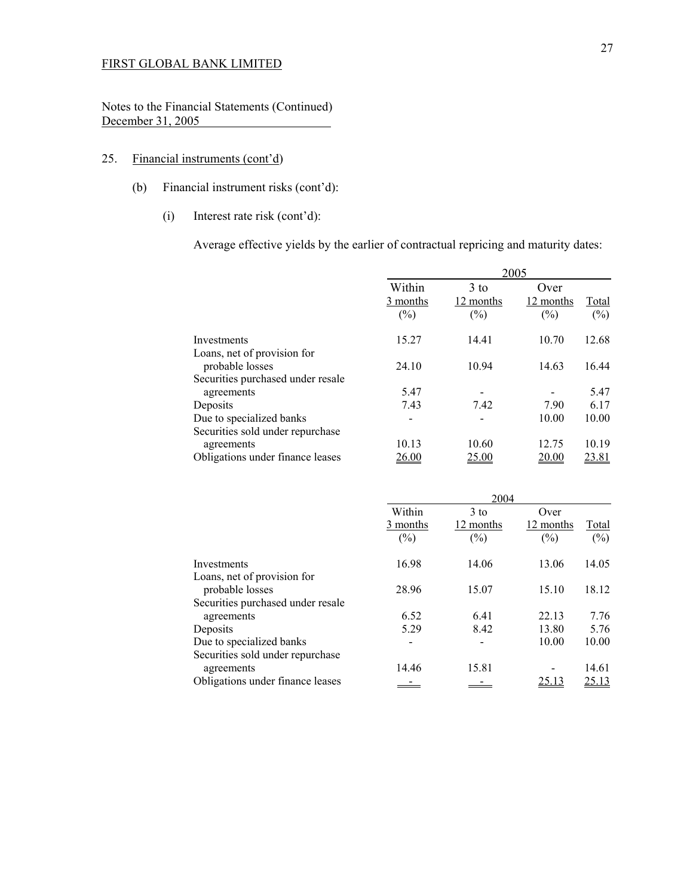FIRST GLOBAL BANK LIMITED

Notes to the Financial Statements (Continued)
December 31, 2005

25. Financial instruments (cont'd)

(b) Financial instrument risks (cont'd):

(i) Interest rate risk (cont'd):

Average effective yields by the earlier of contractual repricing and maturity dates:

| | 2005 | | | |
|---|---|---|---|---|
| | Within 3 months (%) | 3 to 12 months (%) | Over 12 months (%) | Total (%) |
| Investments | 15.27 | 14.41 | 10.70 | 12.68 |
| Loans, net of provision for probable losses | 24.10 | 10.94 | 14.63 | 16.44 |
| Securities purchased under resale agreements | 5.47 | - | - | 5.47 |
| Deposits | 7.43 | 7.42 | 7.90 | 6.17 |
| Due to specialized banks | - | - | 10.00 | 10.00 |
| Securities sold under repurchase agreements | 10.13 | 10.60 | 12.75 | 10.19 |
| Obligations under finance leases | 26.00 | 25.00 | 20.00 | 23.81 |

| | 2004 | | | |
|---|---|---|---|---|
| | Within 3 months (%) | 3 to 12 months (%) | Over 12 months (%) | Total (%) |
| Investments | 16.98 | 14.06 | 13.06 | 14.05 |
| Loans, net of provision for probable losses | 28.96 | 15.07 | 15.10 | 18.12 |
| Securities purchased under resale agreements | 6.52 | 6.41 | 22.13 | 7.76 |
| Deposits | 5.29 | 8.42 | 13.80 | 5.76 |
| Due to specialized banks | - | - | 10.00 | 10.00 |
| Securities sold under repurchase agreements | 14.46 | 15.81 | - | 14.61 |
| Obligations under finance leases | - | - | 25.13 | 25.13 |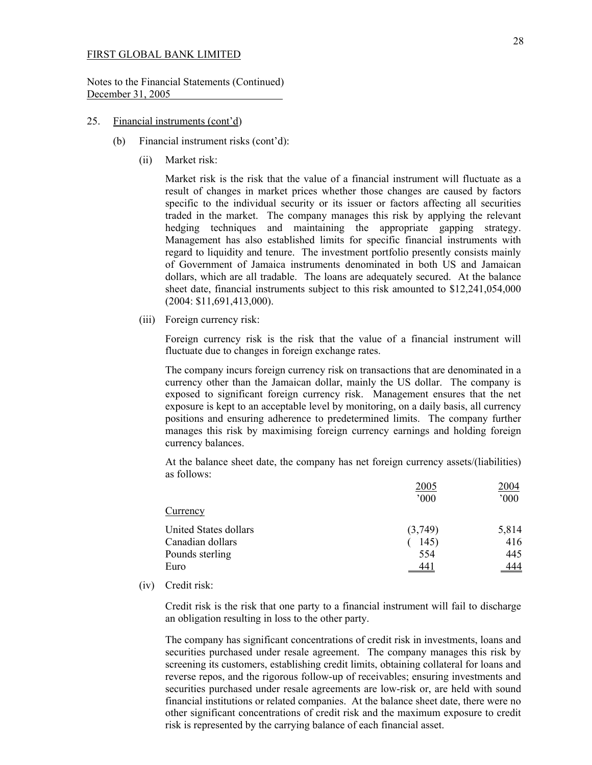FIRST GLOBAL BANK LIMITED

Notes to the Financial Statements (Continued)
December 31, 2005

25. Financial instruments (cont'd)

(b) Financial instrument risks (cont'd):

(ii) Market risk:

Market risk is the risk that the value of a financial instrument will fluctuate as a result of changes in market prices whether those changes are caused by factors specific to the individual security or its issuer or factors affecting all securities traded in the market. The company manages this risk by applying the relevant hedging techniques and maintaining the appropriate gapping strategy. Management has also established limits for specific financial instruments with regard to liquidity and tenure. The investment portfolio presently consists mainly of Government of Jamaica instruments denominated in both US and Jamaican dollars, which are all tradable. The loans are adequately secured. At the balance sheet date, financial instruments subject to this risk amounted to $12,241,054,000 (2004: $11,691,413,000).

(iii) Foreign currency risk:

Foreign currency risk is the risk that the value of a financial instrument will fluctuate due to changes in foreign exchange rates.

The company incurs foreign currency risk on transactions that are denominated in a currency other than the Jamaican dollar, mainly the US dollar. The company is exposed to significant foreign currency risk. Management ensures that the net exposure is kept to an acceptable level by monitoring, on a daily basis, all currency positions and ensuring adherence to predetermined limits. The company further manages this risk by maximising foreign currency earnings and holding foreign currency balances.

At the balance sheet date, the company has net foreign currency assets/(liabilities) as follows:

| Currency | 2005<br>'000 | 2004<br>'000 |
|---|---|---|
| United States dollars | (3,749) | 5,814 |
| Canadian dollars | ( 145) | 416 |
| Pounds sterling | 554 | 445 |
| Euro | 441 | 444 |

(iv) Credit risk:

Credit risk is the risk that one party to a financial instrument will fail to discharge an obligation resulting in loss to the other party.

The company has significant concentrations of credit risk in investments, loans and securities purchased under resale agreement. The company manages this risk by screening its customers, establishing credit limits, obtaining collateral for loans and reverse repos, and the rigorous follow-up of receivables; ensuring investments and securities purchased under resale agreements are low-risk or, are held with sound financial institutions or related companies. At the balance sheet date, there were no other significant concentrations of credit risk and the maximum exposure to credit risk is represented by the carrying balance of each financial asset.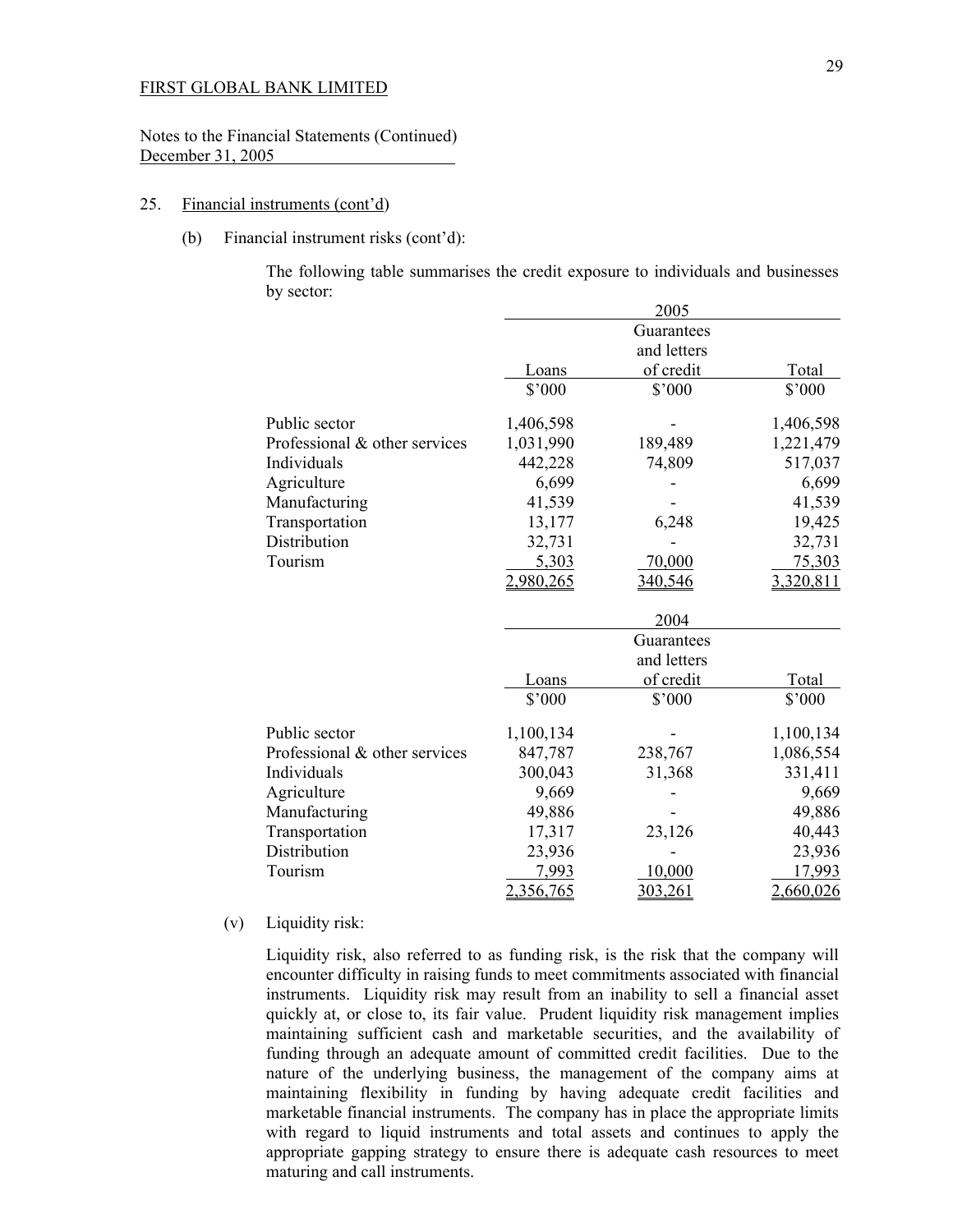FIRST GLOBAL BANK LIMITED

Notes to the Financial Statements (Continued)
December 31, 2005

25. Financial instruments (cont'd)

(b) Financial instrument risks (cont'd):

The following table summarises the credit exposure to individuals and businesses by sector:

| | 2005 | | |
|---|---|---|---|
| | Loans | Guarantees and letters of credit | Total |
| | $'000 | $'000 | $'000 |
| Public sector | 1,406,598 | - | 1,406,598 |
| Professional & other services | 1,031,990 | 189,489 | 1,221,479 |
| Individuals | 442,228 | 74,809 | 517,037 |
| Agriculture | 6,699 | - | 6,699 |
| Manufacturing | 41,539 | - | 41,539 |
| Transportation | 13,177 | 6,248 | 19,425 |
| Distribution | 32,731 | - | 32,731 |
| Tourism | 5,303 | 70,000 | 75,303 |
| | 2,980,265 | 340,546 | 3,320,811 |

| | 2004 | | |
|---|---|---|---|
| | Loans | Guarantees and letters of credit | Total |
| | $'000 | $'000 | $'000 |
| Public sector | 1,100,134 | - | 1,100,134 |
| Professional & other services | 847,787 | 238,767 | 1,086,554 |
| Individuals | 300,043 | 31,368 | 331,411 |
| Agriculture | 9,669 | - | 9,669 |
| Manufacturing | 49,886 | - | 49,886 |
| Transportation | 17,317 | 23,126 | 40,443 |
| Distribution | 23,936 | - | 23,936 |
| Tourism | 7,993 | 10,000 | 17,993 |
| | 2,356,765 | 303,261 | 2,660,026 |

(v) Liquidity risk:

Liquidity risk, also referred to as funding risk, is the risk that the company will encounter difficulty in raising funds to meet commitments associated with financial instruments. Liquidity risk may result from an inability to sell a financial asset quickly at, or close to, its fair value. Prudent liquidity risk management implies maintaining sufficient cash and marketable securities, and the availability of funding through an adequate amount of committed credit facilities. Due to the nature of the underlying business, the management of the company aims at maintaining flexibility in funding by having adequate credit facilities and marketable financial instruments. The company has in place the appropriate limits with regard to liquid instruments and total assets and continues to apply the appropriate gapping strategy to ensure there is adequate cash resources to meet maturing and call instruments.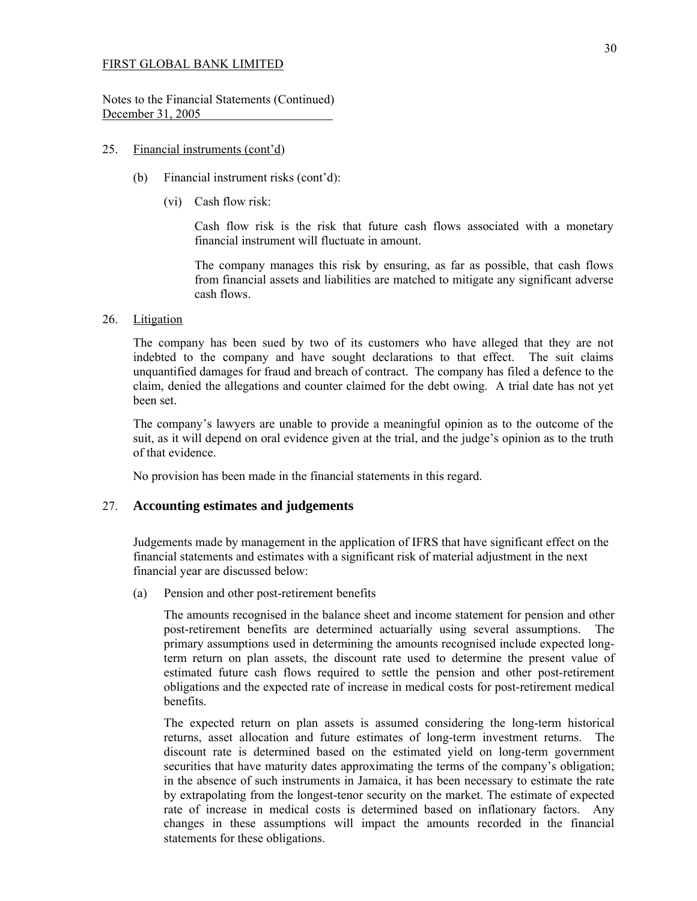FIRST GLOBAL BANK LIMITED

Notes to the Financial Statements (Continued)
December 31, 2005

25. Financial instruments (cont'd)

(b) Financial instrument risks (cont'd):

(vi) Cash flow risk:

Cash flow risk is the risk that future cash flows associated with a monetary financial instrument will fluctuate in amount.

The company manages this risk by ensuring, as far as possible, that cash flows from financial assets and liabilities are matched to mitigate any significant adverse cash flows.

26. Litigation

The company has been sued by two of its customers who have alleged that they are not indebted to the company and have sought declarations to that effect. The suit claims unquantified damages for fraud and breach of contract. The company has filed a defence to the claim, denied the allegations and counter claimed for the debt owing. A trial date has not yet been set.

The company's lawyers are unable to provide a meaningful opinion as to the outcome of the suit, as it will depend on oral evidence given at the trial, and the judge's opinion as to the truth of that evidence.

No provision has been made in the financial statements in this regard.

## 27. Accounting estimates and judgements

Judgements made by management in the application of IFRS that have significant effect on the financial statements and estimates with a significant risk of material adjustment in the next financial year are discussed below:

(a) Pension and other post-retirement benefits

The amounts recognised in the balance sheet and income statement for pension and other post-retirement benefits are determined actuarially using several assumptions. The primary assumptions used in determining the amounts recognised include expected long-term return on plan assets, the discount rate used to determine the present value of estimated future cash flows required to settle the pension and other post-retirement obligations and the expected rate of increase in medical costs for post-retirement medical benefits.

The expected return on plan assets is assumed considering the long-term historical returns, asset allocation and future estimates of long-term investment returns. The discount rate is determined based on the estimated yield on long-term government securities that have maturity dates approximating the terms of the company's obligation; in the absence of such instruments in Jamaica, it has been necessary to estimate the rate by extrapolating from the longest-tenor security on the market. The estimate of expected rate of increase in medical costs is determined based on inflationary factors. Any changes in these assumptions will impact the amounts recorded in the financial statements for these obligations.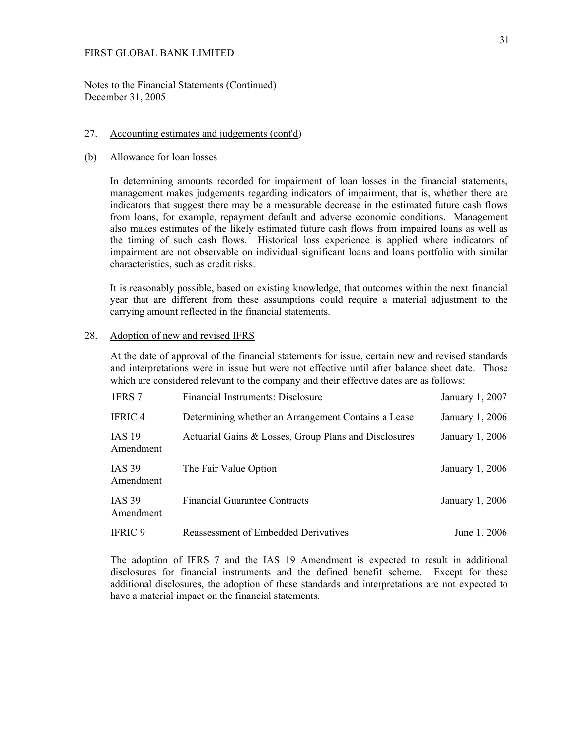FIRST GLOBAL BANK LIMITED

Notes to the Financial Statements (Continued)
December 31, 2005

27. Accounting estimates and judgements (cont'd)

(b) Allowance for loan losses

In determining amounts recorded for impairment of loan losses in the financial statements, management makes judgements regarding indicators of impairment, that is, whether there are indicators that suggest there may be a measurable decrease in the estimated future cash flows from loans, for example, repayment default and adverse economic conditions. Management also makes estimates of the likely estimated future cash flows from impaired loans as well as the timing of such cash flows. Historical loss experience is applied where indicators of impairment are not observable on individual significant loans and loans portfolio with similar characteristics, such as credit risks.

It is reasonably possible, based on existing knowledge, that outcomes within the next financial year that are different from these assumptions could require a material adjustment to the carrying amount reflected in the financial statements.

28. Adoption of new and revised IFRS

At the date of approval of the financial statements for issue, certain new and revised standards and interpretations were in issue but were not effective until after balance sheet date. Those which are considered relevant to the company and their effective dates are as follows:

| | | |
|---|---|---|
| 1FRS 7 | Financial Instruments: Disclosure | January 1, 2007 |
| IFRIC 4 | Determining whether an Arrangement Contains a Lease | January 1, 2006 |
| IAS 19 Amendment | Actuarial Gains & Losses, Group Plans and Disclosures | January 1, 2006 |
| IAS 39 Amendment | The Fair Value Option | January 1, 2006 |
| IAS 39 Amendment | Financial Guarantee Contracts | January 1, 2006 |
| IFRIC 9 | Reassessment of Embedded Derivatives | June 1, 2006 |

The adoption of IFRS 7 and the IAS 19 Amendment is expected to result in additional disclosures for financial instruments and the defined benefit scheme. Except for these additional disclosures, the adoption of these standards and interpretations are not expected to have a material impact on the financial statements.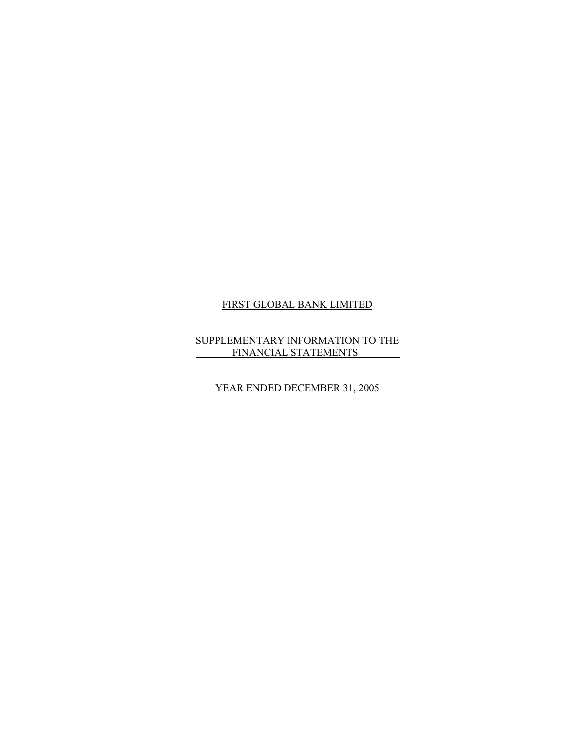FIRST GLOBAL BANK LIMITED

SUPPLEMENTARY INFORMATION TO THE FINANCIAL STATEMENTS

YEAR ENDED DECEMBER 31, 2005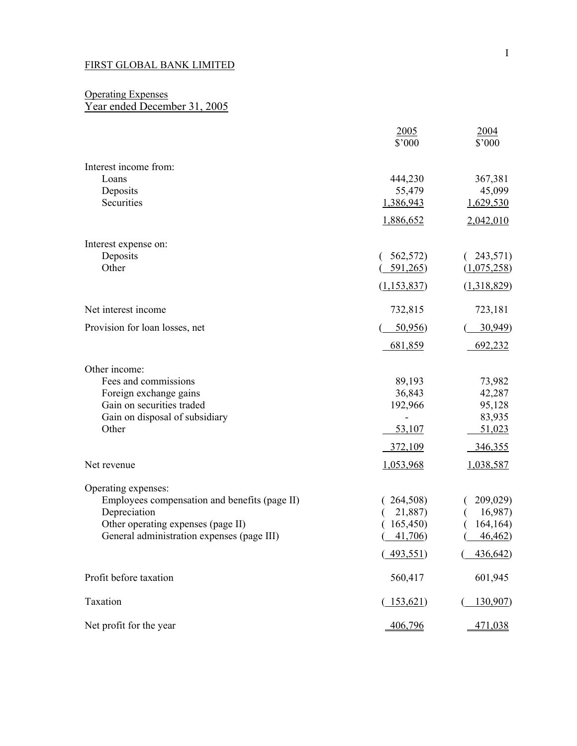FIRST GLOBAL BANK LIMITED

Operating Expenses
Year ended December 31, 2005

| | 2005<br>$'000 | 2004<br>$'000 |
|---|---|---|
| Interest income from: | | |
| Loans | 444,230 | 367,381 |
| Deposits | 55,479 | 45,099 |
| Securities | 1,386,943 | 1,629,530 |
| | 1,886,652 | 2,042,010 |
| Interest expense on: | | |
| Deposits | ( 562,572) | ( 243,571) |
| Other | ( 591,265) | (1,075,258) |
| | (1,153,837) | (1,318,829) |
| Net interest income | 732,815 | 723,181 |
| Provision for loan losses, net | ( 50,956) | ( 30,949) |
| | 681,859 | 692,232 |
| Other income: | | |
| Fees and commissions | 89,193 | 73,982 |
| Foreign exchange gains | 36,843 | 42,287 |
| Gain on securities traded | 192,966 | 95,128 |
| Gain on disposal of subsidiary | - | 83,935 |
| Other | 53,107 | 51,023 |
| | 372,109 | 346,355 |
| Net revenue | 1,053,968 | 1,038,587 |
| Operating expenses: | | |
| Employees compensation and benefits (page II) | ( 264,508) | ( 209,029) |
| Depreciation | ( 21,887) | ( 16,987) |
| Other operating expenses (page II) | ( 165,450) | ( 164,164) |
| General administration expenses (page III) | ( 41,706) | ( 46,462) |
| | ( 493,551) | ( 436,642) |
| Profit before taxation | 560,417 | 601,945 |
| Taxation | ( 153,621) | ( 130,907) |
| Net profit for the year | 406,796 | 471,038 |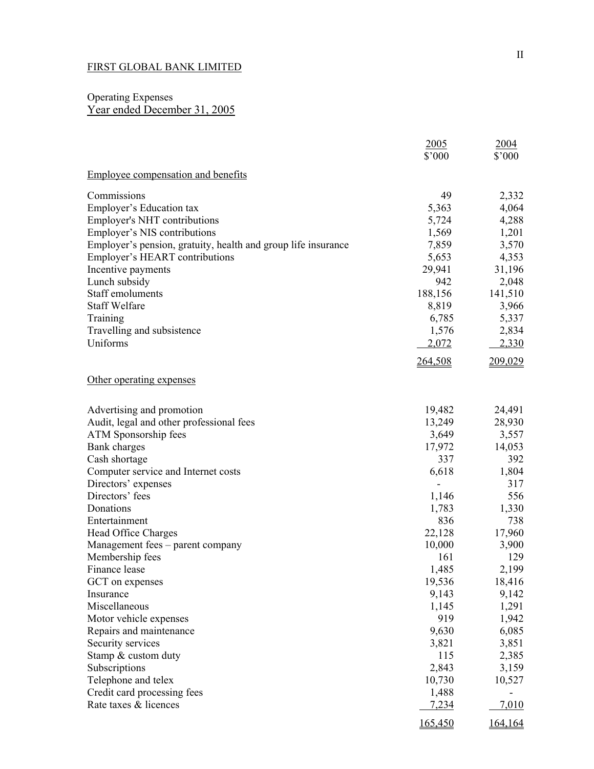FIRST GLOBAL BANK LIMITED

Operating Expenses
Year ended December 31, 2005

| | 2005<br>$'000 | 2004<br>$'000 |
|---|---|---|
| Employee compensation and benefits | | |
| Commissions | 49 | 2,332 |
| Employer's Education tax | 5,363 | 4,064 |
| Employer's NHT contributions | 5,724 | 4,288 |
| Employer's NIS contributions | 1,569 | 1,201 |
| Employer's pension, gratuity, health and group life insurance | 7,859 | 3,570 |
| Employer's HEART contributions | 5,653 | 4,353 |
| Incentive payments | 29,941 | 31,196 |
| Lunch subsidy | 942 | 2,048 |
| Staff emoluments | 188,156 | 141,510 |
| Staff Welfare | 8,819 | 3,966 |
| Training | 6,785 | 5,337 |
| Travelling and subsistence | 1,576 | 2,834 |
| Uniforms | 2,072 | 2,330 |
| | 264,508 | 209,029 |
| Other operating expenses | | |
| Advertising and promotion | 19,482 | 24,491 |
| Audit, legal and other professional fees | 13,249 | 28,930 |
| ATM Sponsorship fees | 3,649 | 3,557 |
| Bank charges | 17,972 | 14,053 |
| Cash shortage | 337 | 392 |
| Computer service and Internet costs | 6,618 | 1,804 |
| Directors' expenses | - | 317 |
| Directors' fees | 1,146 | 556 |
| Donations | 1,783 | 1,330 |
| Entertainment | 836 | 738 |
| Head Office Charges | 22,128 | 17,960 |
| Management fees – parent company | 10,000 | 3,900 |
| Membership fees | 161 | 129 |
| Finance lease | 1,485 | 2,199 |
| GCT on expenses | 19,536 | 18,416 |
| Insurance | 9,143 | 9,142 |
| Miscellaneous | 1,145 | 1,291 |
| Motor vehicle expenses | 919 | 1,942 |
| Repairs and maintenance | 9,630 | 6,085 |
| Security services | 3,821 | 3,851 |
| Stamp & custom duty | 115 | 2,385 |
| Subscriptions | 2,843 | 3,159 |
| Telephone and telex | 10,730 | 10,527 |
| Credit card processing fees | 1,488 | - |
| Rate taxes & licences | 7,234 | 7,010 |
| | 165,450 | 164,164 |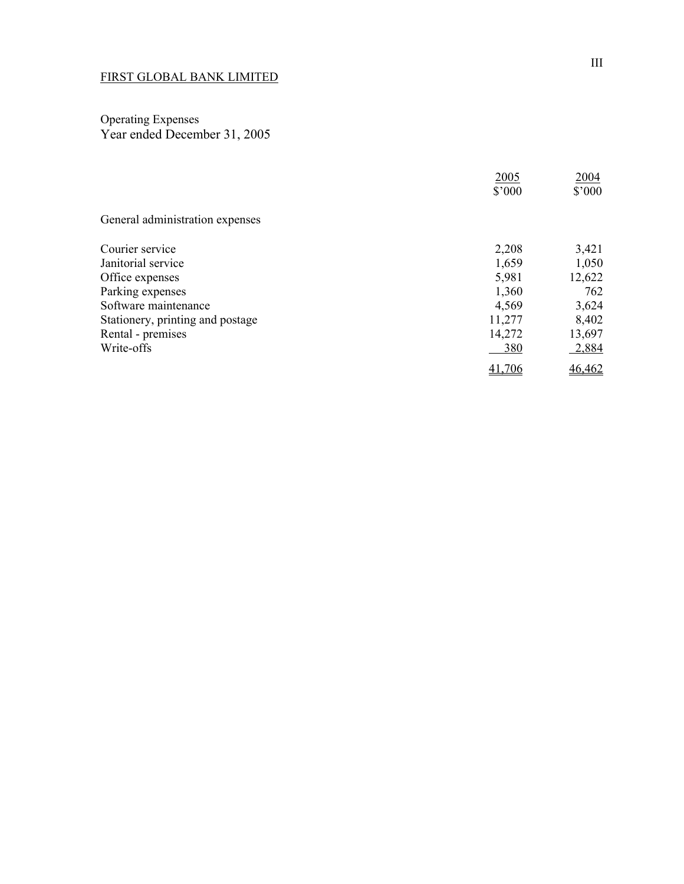FIRST GLOBAL BANK LIMITED

Operating Expenses
Year ended December 31, 2005

| | 2005<br>$'000 | 2004<br>$'000 |
|---|---|---|
| General administration expenses | | |
| Courier service | 2,208 | 3,421 |
| Janitorial service | 1,659 | 1,050 |
| Office expenses | 5,981 | 12,622 |
| Parking expenses | 1,360 | 762 |
| Software maintenance | 4,569 | 3,624 |
| Stationery, printing and postage | 11,277 | 8,402 |
| Rental - premises | 14,272 | 13,697 |
| Write-offs | 380 | 2,884 |
| | 41,706 | 46,462 |